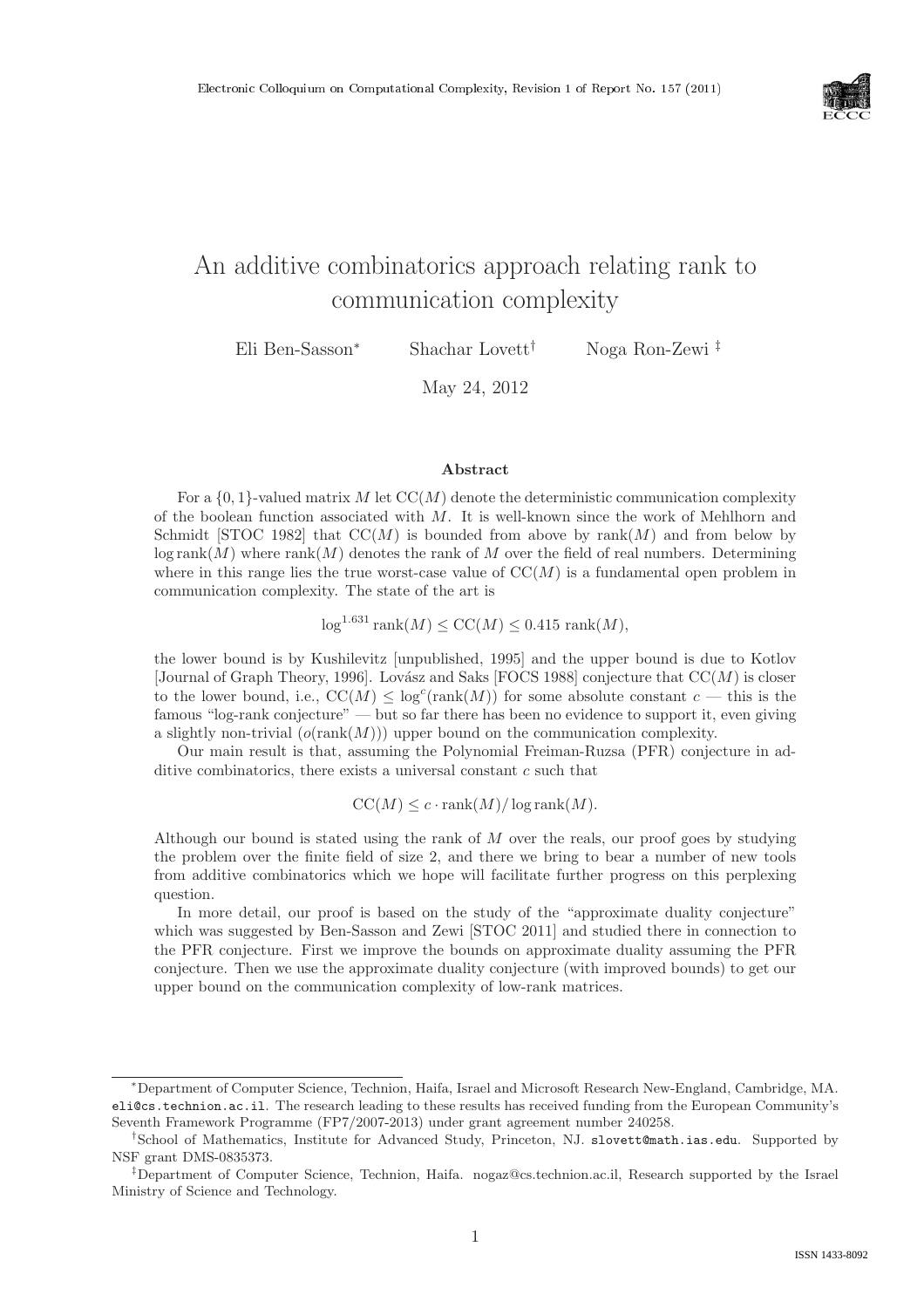# An additive combinatorics approach relating rank to communication complexity

Eli Ben-Sasson[*] Shachar Lovett[†] Noga Ron-Zewi[‡]

May 24, 2012

## Abstract

For a $\{0,1\}$-valued matrix $M$ let $\mathrm{CC}(M)$ denote the deterministic communication complexity of the boolean function associated with $M$. It is well-known since the work of Mehlhorn and Schmidt [STOC 1982] that $\mathrm{CC}(M)$ is bounded from above by $\mathrm{rank}(M)$ and from below by $\log \mathrm{rank}(M)$ where $\mathrm{rank}(M)$ denotes the rank of $M$ over the field of real numbers. Determining where in this range lies the true worst-case value of $\mathrm{CC}(M)$ is a fundamental open problem in communication complexity. The state of the art is

$$\log^{1.631} \mathrm{rank}(M) \leq \mathrm{CC}(M) \leq 0.415\ \mathrm{rank}(M),$$

the lower bound is by Kushilevitz [unpublished, 1995] and the upper bound is due to Kotlov [Journal of Graph Theory, 1996]. Lovász and Saks [FOCS 1988] conjecture that $\mathrm{CC}(M)$ is closer to the lower bound, i.e., $\mathrm{CC}(M) \leq \log^c(\mathrm{rank}(M))$ for some absolute constant $c$ — this is the famous "log-rank conjecture" — but so far there has been no evidence to support it, even giving a slightly non-trivial ($o(\mathrm{rank}(M))$) upper bound on the communication complexity.

Our main result is that, assuming the Polynomial Freiman-Ruzsa (PFR) conjecture in additive combinatorics, there exists a universal constant $c$ such that

$$\mathrm{CC}(M) \leq c \cdot \mathrm{rank}(M)/\log \mathrm{rank}(M).$$

Although our bound is stated using the rank of $M$ over the reals, our proof goes by studying the problem over the finite field of size 2, and there we bring to bear a number of new tools from additive combinatorics which we hope will facilitate further progress on this perplexing question.

In more detail, our proof is based on the study of the "approximate duality conjecture" which was suggested by Ben-Sasson and Zewi [STOC 2011] and studied there in connection to the PFR conjecture. First we improve the bounds on approximate duality assuming the PFR conjecture. Then we use the approximate duality conjecture (with improved bounds) to get our upper bound on the communication complexity of low-rank matrices.

---

[*] Department of Computer Science, Technion, Haifa, Israel and Microsoft Research New-England, Cambridge, MA. eli@cs.technion.ac.il. The research leading to these results has received funding from the European Community's Seventh Framework Programme (FP7/2007-2013) under grant agreement number 240258.

[†] School of Mathematics, Institute for Advanced Study, Princeton, NJ. slovett@math.ias.edu. Supported by NSF grant DMS-0835373.

[‡] Department of Computer Science, Technion, Haifa. nogaz@cs.technion.ac.il, Research supported by the Israel Ministry of Science and Technology.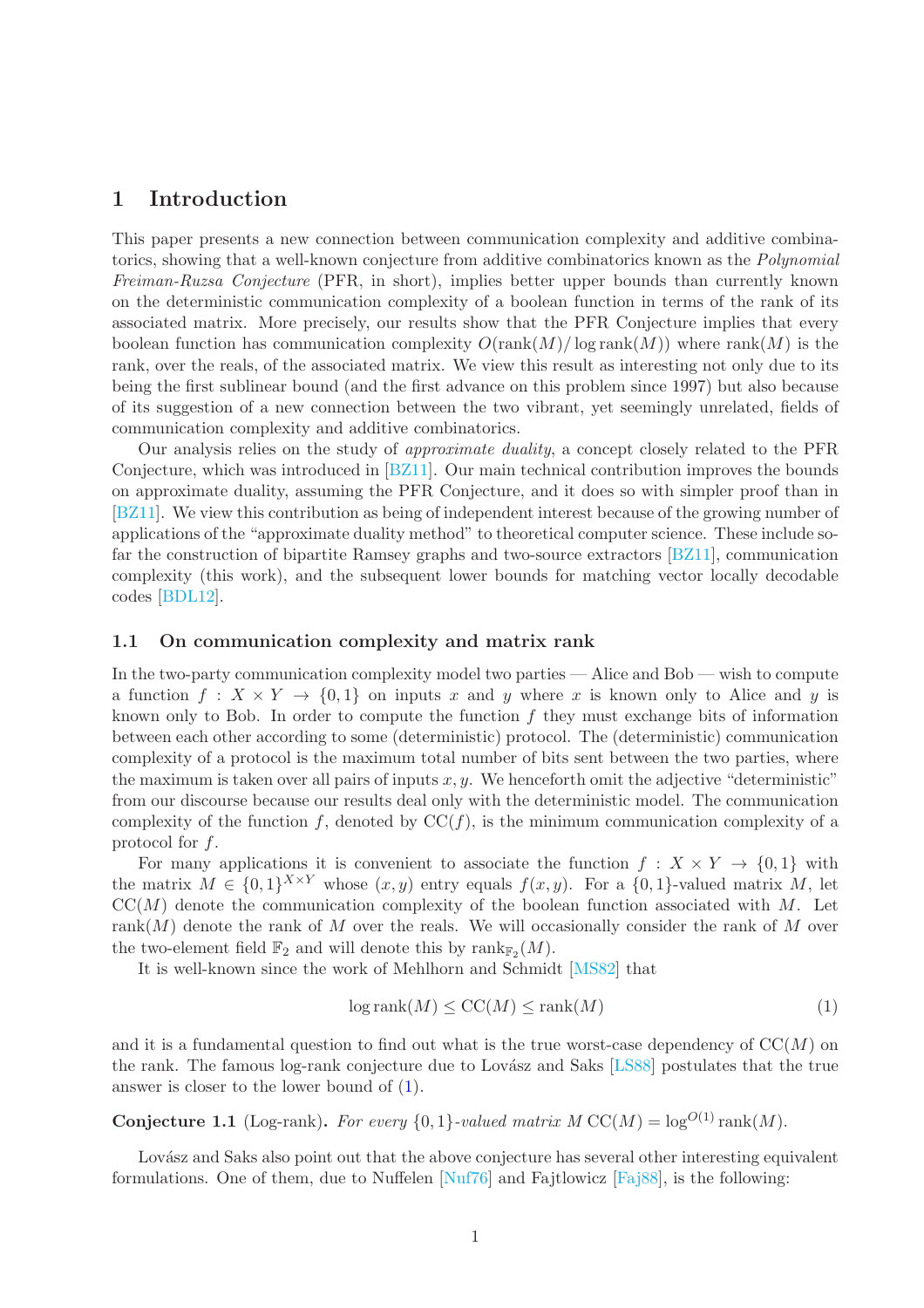# 1 Introduction

This paper presents a new connection between communication complexity and additive combinatorics, showing that a well-known conjecture from additive combinatorics known as the *Polynomial Freiman-Ruzsa Conjecture* (PFR, in short), implies better upper bounds than currently known on the deterministic communication complexity of a boolean function in terms of the rank of its associated matrix. More precisely, our results show that the PFR Conjecture implies that every boolean function has communication complexity $O(\text{rank}(M)/\log \text{rank}(M))$ where $\text{rank}(M)$ is the rank, over the reals, of the associated matrix. We view this result as interesting not only due to its being the first sublinear bound (and the first advance on this problem since 1997) but also because of its suggestion of a new connection between the two vibrant, yet seemingly unrelated, fields of communication complexity and additive combinatorics.

Our analysis relies on the study of *approximate duality*, a concept closely related to the PFR Conjecture, which was introduced in [BZ11]. Our main technical contribution improves the bounds on approximate duality, assuming the PFR Conjecture, and it does so with simpler proof than in [BZ11]. We view this contribution as being of independent interest because of the growing number of applications of the "approximate duality method" to theoretical computer science. These include so-far the construction of bipartite Ramsey graphs and two-source extractors [BZ11], communication complexity (this work), and the subsequent lower bounds for matching vector locally decodable codes [BDL12].

## 1.1 On communication complexity and matrix rank

In the two-party communication complexity model two parties — Alice and Bob — wish to compute a function $f : X \times Y \to \{0, 1\}$ on inputs $x$ and $y$ where $x$ is known only to Alice and $y$ is known only to Bob. In order to compute the function $f$ they must exchange bits of information between each other according to some (deterministic) protocol. The (deterministic) communication complexity of a protocol is the maximum total number of bits sent between the two parties, where the maximum is taken over all pairs of inputs $x, y$. We henceforth omit the adjective "deterministic" from our discourse because our results deal only with the deterministic model. The communication complexity of the function $f$, denoted by $\text{CC}(f)$, is the minimum communication complexity of a protocol for $f$.

For many applications it is convenient to associate the function $f : X \times Y \to \{0, 1\}$ with the matrix $M \in \{0, 1\}^{X \times Y}$ whose $(x, y)$ entry equals $f(x, y)$. For a $\{0, 1\}$-valued matrix $M$, let $\text{CC}(M)$ denote the communication complexity of the boolean function associated with $M$. Let $\text{rank}(M)$ denote the rank of $M$ over the reals. We will occasionally consider the rank of $M$ over the two-element field $\mathbb{F}_2$ and will denote this by $\text{rank}_{\mathbb{F}_2}(M)$.

It is well-known since the work of Mehlhorn and Schmidt [MS82] that

$$\log \text{rank}(M) \leq \text{CC}(M) \leq \text{rank}(M) \tag{1}$$

and it is a fundamental question to find out what is the true worst-case dependency of $\text{CC}(M)$ on the rank. The famous log-rank conjecture due to Lovász and Saks [LS88] postulates that the true answer is closer to the lower bound of (1).

**Conjecture 1.1** (Log-rank)**.** *For every $\{0, 1\}$-valued matrix $M$ $\text{CC}(M) = \log^{O(1)} \text{rank}(M)$.*

Lovász and Saks also point out that the above conjecture has several other interesting equivalent formulations. One of them, due to Nuffelen [Nuf76] and Fajtlowicz [Faj88], is the following: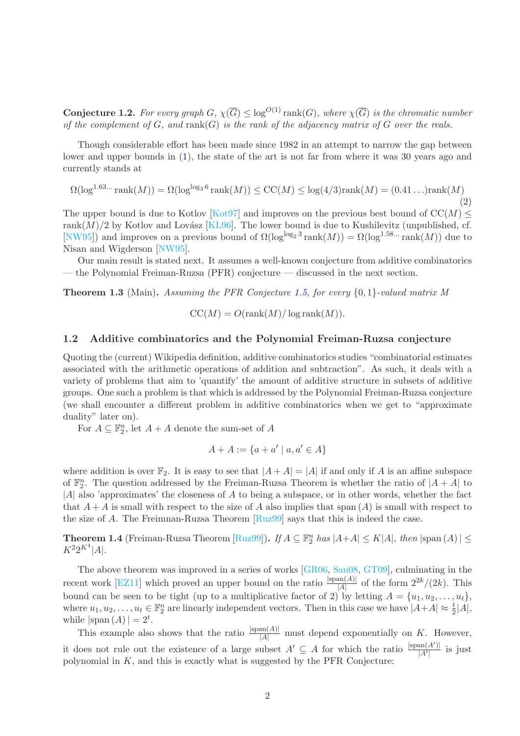**Conjecture 1.2.** *For every graph $G$, $\chi(\overline{G}) \leq \log^{O(1)} \operatorname{rank}(G)$, where $\chi(\overline{G})$ is the chromatic number of the complement of $G$, and $\operatorname{rank}(G)$ is the rank of the adjacency matrix of $G$ over the reals.*

Though considerable effort has been made since 1982 in an attempt to narrow the gap between lower and upper bounds in (1), the state of the art is not far from where it was 30 years ago and currently stands at

$$\Omega(\log^{1.63\ldots} \operatorname{rank}(M)) = \Omega(\log^{\log_3 6} \operatorname{rank}(M)) \leq \operatorname{CC}(M) \leq \log(4/3)\operatorname{rank}(M) = (0.41\ldots)\operatorname{rank}(M) \tag{2}$$

The upper bound is due to Kotlov [Kot97] and improves on the previous best bound of $\operatorname{CC}(M) \leq \operatorname{rank}(M)/2$ by Kotlov and Lovász [KL96]. The lower bound is due to Kushilevitz (unpublished, cf. [NW95]) and improves on a previous bound of $\Omega(\log^{\log_2 3} \operatorname{rank}(M)) = \Omega(\log^{1.58\ldots} \operatorname{rank}(M))$ due to Nisan and Wigderson [NW95].

Our main result is stated next. It assumes a well-known conjecture from additive combinatorics — the Polynomial Freiman-Ruzsa (PFR) conjecture — discussed in the next section.

**Theorem 1.3** (Main)**.** *Assuming the PFR Conjecture 1.5, for every $\{0,1\}$-valued matrix $M$*

$$\operatorname{CC}(M) = O(\operatorname{rank}(M)/\log \operatorname{rank}(M)).$$

### 1.2 Additive combinatorics and the Polynomial Freiman-Ruzsa conjecture

Quoting the (current) Wikipedia definition, additive combinatorics studies "combinatorial estimates associated with the arithmetic operations of addition and subtraction". As such, it deals with a variety of problems that aim to 'quantify' the amount of additive structure in subsets of additive groups. One such a problem is that which is addressed by the Polynomial Freiman-Ruzsa conjecture (we shall encounter a different problem in additive combinatorics when we get to "approximate duality" later on).

For $A \subseteq \mathbb{F}_2^n$, let $A + A$ denote the sum-set of $A$

$$A + A := \{a + a' \mid a, a' \in A\}$$

where addition is over $\mathbb{F}_2$. It is easy to see that $|A + A| = |A|$ if and only if $A$ is an affine subspace of $\mathbb{F}_2^n$. The question addressed by the Freiman-Ruzsa Theorem is whether the ratio of $|A + A|$ to $|A|$ also 'approximates' the closeness of $A$ to being a subspace, or in other words, whether the fact that $A + A$ is small with respect to the size of $A$ also implies that $\operatorname{span}(A)$ is small with respect to the size of $A$. The Freimnan-Ruzsa Theorem [Ruz99] says that this is indeed the case.

**Theorem 1.4** (Freiman-Ruzsa Theorem [Ruz99])**.** *If $A \subseteq \mathbb{F}_2^n$ has $|A+A| \leq K|A|$, then $|\operatorname{span}(A)| \leq K^2 2^{K^4}|A|$.*

The above theorem was improved in a series of works [GR06, San08, GT09], culminating in the recent work [EZ11] which proved an upper bound on the ratio $\frac{|\operatorname{span}(A)|}{|A|}$ of the form $2^{2k}/(2k)$. This bound can be seen to be tight (up to a multiplicative factor of 2) by letting $A = \{u_1, u_2, \ldots, u_t\}$, where $u_1, u_2, \ldots, u_t \in \mathbb{F}_2^n$ are linearly independent vectors. Then in this case we have $|A+A| \approx \frac{t}{2}|A|$, while $|\operatorname{span}(A)| = 2^t$.

This example also shows that the ratio $\frac{|\operatorname{span}(A)|}{|A|}$ must depend exponentially on $K$. However, it does not rule out the existence of a large subset $A' \subseteq A$ for which the ratio $\frac{|\operatorname{span}(A')|}{|A'|}$ is just polynomial in $K$, and this is exactly what is suggested by the PFR Conjecture: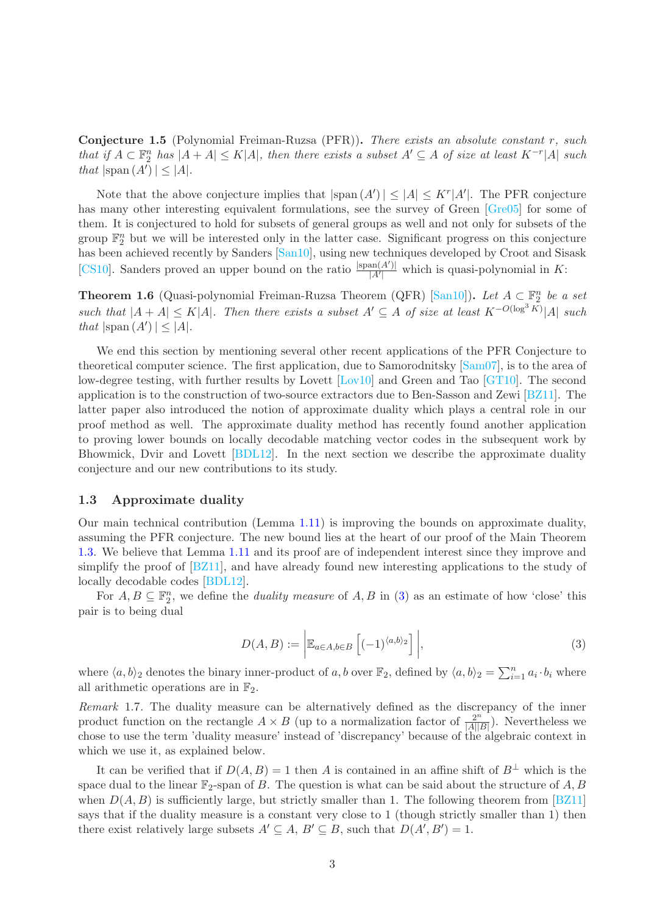**Conjecture 1.5** (Polynomial Freiman-Ruzsa (PFR))**.** *There exists an absolute constant $r$, such that if $A \subset \mathbb{F}_2^n$ has $|A + A| \leq K|A|$, then there exists a subset $A' \subseteq A$ of size at least $K^{-r}|A|$ such that $|\text{span}(A')| \leq |A|$.*

Note that the above conjecture implies that $|\text{span}(A')| \leq |A| \leq K^r|A'|$. The PFR conjecture has many other interesting equivalent formulations, see the survey of Green [Gre05] for some of them. It is conjectured to hold for subsets of general groups as well and not only for subsets of the group $\mathbb{F}_2^n$ but we will be interested only in the latter case. Significant progress on this conjecture has been achieved recently by Sanders [San10], using new techniques developed by Croot and Sisask [CS10]. Sanders proved an upper bound on the ratio $\frac{|\text{span}(A')|}{|A'|}$ which is quasi-polynomial in $K$:

**Theorem 1.6** (Quasi-polynomial Freiman-Ruzsa Theorem (QFR) [San10])**.** *Let $A \subset \mathbb{F}_2^n$ be a set such that $|A + A| \leq K|A|$. Then there exists a subset $A' \subseteq A$ of size at least $K^{-O(\log^3 K)}|A|$ such that $|\text{span}(A')| \leq |A|$.*

We end this section by mentioning several other recent applications of the PFR Conjecture to theoretical computer science. The first application, due to Samorodnitsky [Sam07], is to the area of low-degree testing, with further results by Lovett [Lov10] and Green and Tao [GT10]. The second application is to the construction of two-source extractors due to Ben-Sasson and Zewi [BZ11]. The latter paper also introduced the notion of approximate duality which plays a central role in our proof method as well. The approximate duality method has recently found another application to proving lower bounds on locally decodable matching vector codes in the subsequent work by Bhowmick, Dvir and Lovett [BDL12]. In the next section we describe the approximate duality conjecture and our new contributions to its study.

### 1.3 Approximate duality

Our main technical contribution (Lemma 1.11) is improving the bounds on approximate duality, assuming the PFR conjecture. The new bound lies at the heart of our proof of the Main Theorem 1.3. We believe that Lemma 1.11 and its proof are of independent interest since they improve and simplify the proof of [BZ11], and have already found new interesting applications to the study of locally decodable codes [BDL12].

For $A, B \subseteq \mathbb{F}_2^n$, we define the *duality measure* of $A, B$ in (3) as an estimate of how 'close' this pair is to being dual

$$D(A, B) := \left| \mathbb{E}_{a \in A, b \in B} \left[ (-1)^{\langle a,b \rangle_2} \right] \right|, \tag{3}$$

where $\langle a, b \rangle_2$ denotes the binary inner-product of $a, b$ over $\mathbb{F}_2$, defined by $\langle a, b \rangle_2 = \sum_{i=1}^n a_i \cdot b_i$ where all arithmetic operations are in $\mathbb{F}_2$.

*Remark* 1.7. The duality measure can be alternatively defined as the discrepancy of the inner product function on the rectangle $A \times B$ (up to a normalization factor of $\frac{2^n}{|A||B|}$). Nevertheless we chose to use the term 'duality measure' instead of 'discrepancy' because of the algebraic context in which we use it, as explained below.

It can be verified that if $D(A, B) = 1$ then $A$ is contained in an affine shift of $B^\perp$ which is the space dual to the linear $\mathbb{F}_2$-span of $B$. The question is what can be said about the structure of $A, B$ when $D(A, B)$ is sufficiently large, but strictly smaller than 1. The following theorem from [BZ11] says that if the duality measure is a constant very close to 1 (though strictly smaller than 1) then there exist relatively large subsets $A' \subseteq A$, $B' \subseteq B$, such that $D(A', B') = 1$.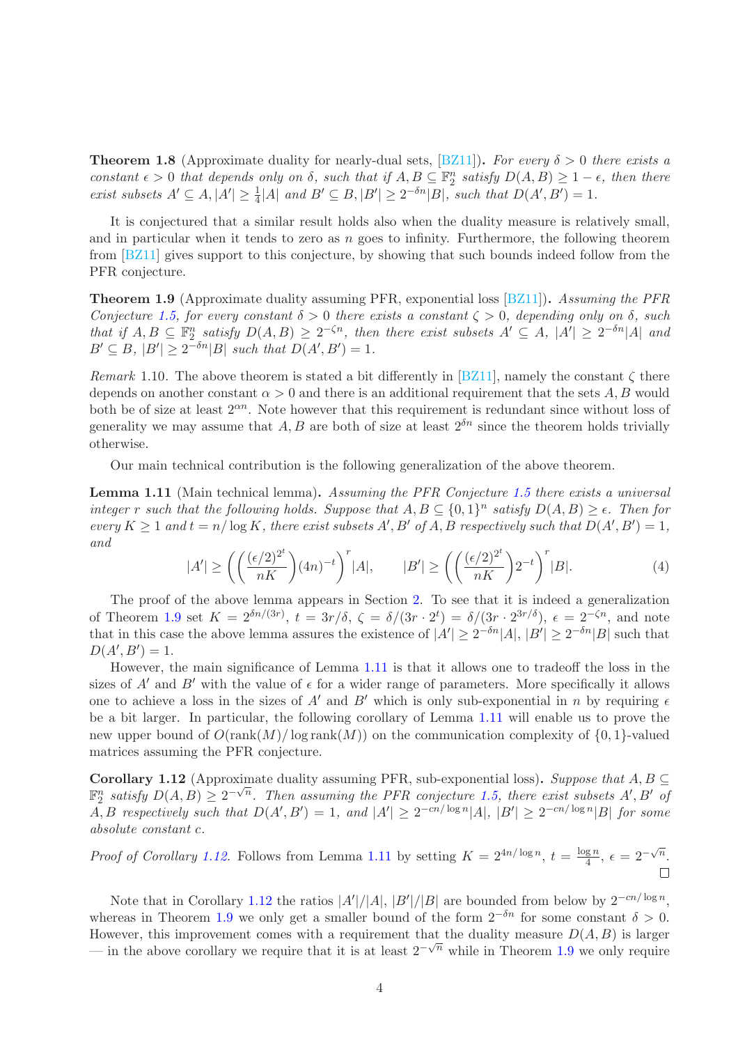**Theorem 1.8** (Approximate duality for nearly-dual sets, [BZ11])**.** *For every $\delta > 0$ there exists a constant $\epsilon > 0$ that depends only on $\delta$, such that if $A, B \subseteq \mathbb{F}_2^n$ satisfy $D(A, B) \geq 1 - \epsilon$, then there exist subsets $A' \subseteq A, |A'| \geq \frac{1}{4}|A|$ and $B' \subseteq B, |B'| \geq 2^{-\delta n}|B|$, such that $D(A', B') = 1$.*

It is conjectured that a similar result holds also when the duality measure is relatively small, and in particular when it tends to zero as $n$ goes to infinity. Furthermore, the following theorem from [BZ11] gives support to this conjecture, by showing that such bounds indeed follow from the PFR conjecture.

**Theorem 1.9** (Approximate duality assuming PFR, exponential loss [BZ11])**.** *Assuming the PFR Conjecture 1.5, for every constant $\delta > 0$ there exists a constant $\zeta > 0$, depending only on $\delta$, such that if $A, B \subseteq \mathbb{F}_2^n$ satisfy $D(A, B) \geq 2^{-\zeta n}$, then there exist subsets $A' \subseteq A$, $|A'| \geq 2^{-\delta n}|A|$ and $B' \subseteq B$, $|B'| \geq 2^{-\delta n}|B|$ such that $D(A', B') = 1$.*

*Remark* 1.10. The above theorem is stated a bit differently in [BZ11], namely the constant $\zeta$ there depends on another constant $\alpha > 0$ and there is an additional requirement that the sets $A, B$ would both be of size at least $2^{\alpha n}$. Note however that this requirement is redundant since without loss of generality we may assume that $A, B$ are both of size at least $2^{\delta n}$ since the theorem holds trivially otherwise.

Our main technical contribution is the following generalization of the above theorem.

**Lemma 1.11** (Main technical lemma)**.** *Assuming the PFR Conjecture 1.5 there exists a universal integer $r$ such that the following holds. Suppose that $A, B \subseteq \{0,1\}^n$ satisfy $D(A, B) \geq \epsilon$. Then for every $K \geq 1$ and $t = n/\log K$, there exist subsets $A', B'$ of $A, B$ respectively such that $D(A', B') = 1$, and*

$$|A'| \geq \left( \left( \frac{(\epsilon/2)^{2^t}}{nK} \right) (4n)^{-t} \right)^r |A|, \qquad |B'| \geq \left( \left( \frac{(\epsilon/2)^{2^t}}{nK} \right) 2^{-t} \right)^r |B|. \tag{4}$$

The proof of the above lemma appears in Section 2. To see that it is indeed a generalization of Theorem 1.9 set $K = 2^{\delta n/(3r)}$, $t = 3r/\delta$, $\zeta = \delta/(3r \cdot 2^t) = \delta/(3r \cdot 2^{3r/\delta})$, $\epsilon = 2^{-\zeta n}$, and note that in this case the above lemma assures the existence of $|A'| \geq 2^{-\delta n}|A|$, $|B'| \geq 2^{-\delta n}|B|$ such that $D(A', B') = 1$.

However, the main significance of Lemma 1.11 is that it allows one to tradeoff the loss in the sizes of $A'$ and $B'$ with the value of $\epsilon$ for a wider range of parameters. More specifically it allows one to achieve a loss in the sizes of $A'$ and $B'$ which is only sub-exponential in $n$ by requiring $\epsilon$ be a bit larger. In particular, the following corollary of Lemma 1.11 will enable us to prove the new upper bound of $O(\text{rank}(M)/\log \text{rank}(M))$ on the communication complexity of $\{0,1\}$-valued matrices assuming the PFR conjecture.

**Corollary 1.12** (Approximate duality assuming PFR, sub-exponential loss)**.** *Suppose that $A, B \subseteq \mathbb{F}_2^n$ satisfy $D(A, B) \geq 2^{-\sqrt{n}}$. Then assuming the PFR conjecture 1.5, there exist subsets $A', B'$ of $A, B$ respectively such that $D(A', B') = 1$, and $|A'| \geq 2^{-cn/\log n}|A|$, $|B'| \geq 2^{-cn/\log n}|B|$ for some absolute constant $c$.*

*Proof of Corollary 1.12.* Follows from Lemma 1.11 by setting $K = 2^{4n/\log n}$, $t = \frac{\log n}{4}$, $\epsilon = 2^{-\sqrt{n}}$. $\square$

Note that in Corollary 1.12 the ratios $|A'|/|A|$, $|B'|/|B|$ are bounded from below by $2^{-cn/\log n}$, whereas in Theorem 1.9 we only get a smaller bound of the form $2^{-\delta n}$ for some constant $\delta > 0$. However, this improvement comes with a requirement that the duality measure $D(A, B)$ is larger — in the above corollary we require that it is at least $2^{-\sqrt{n}}$ while in Theorem 1.9 we only require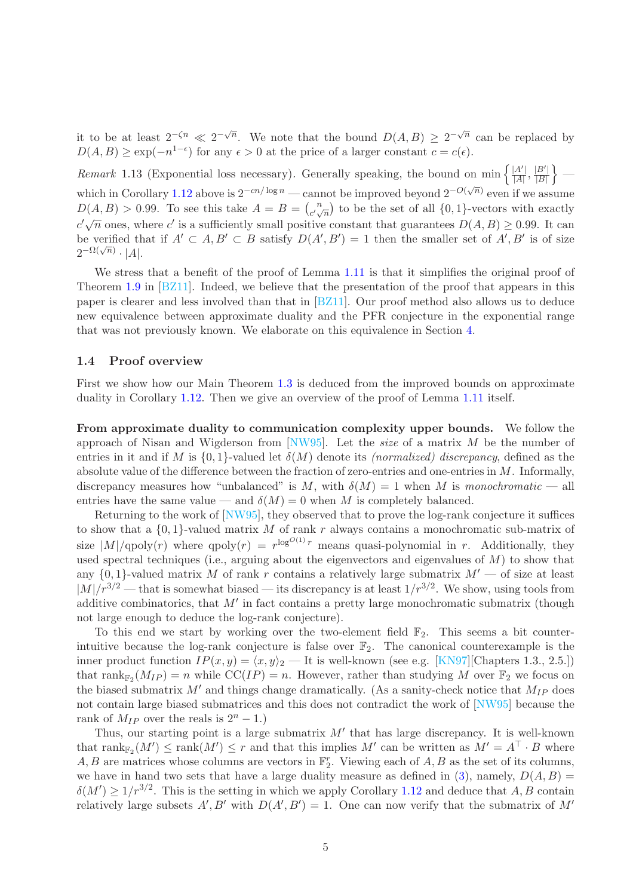it to be at least $2^{-\zeta n} \ll 2^{-\sqrt{n}}$. We note that the bound $D(A, B) \geq 2^{-\sqrt{n}}$ can be replaced by $D(A, B) \geq \exp(-n^{1-\epsilon})$ for any $\epsilon > 0$ at the price of a larger constant $c = c(\epsilon)$.

*Remark* 1.13 (Exponential loss necessary). Generally speaking, the bound on $\min\left\{\frac{|A'|}{|A|}, \frac{|B'|}{|B|}\right\}$ — which in Corollary 1.12 above is $2^{-cn/\log n}$ — cannot be improved beyond $2^{-O(\sqrt{n})}$ even if we assume $D(A, B) > 0.99$. To see this take $A = B = \binom{n}{c'\sqrt{n}}$ to be the set of all $\{0,1\}$-vectors with exactly $c'\sqrt{n}$ ones, where $c'$ is a sufficiently small positive constant that guarantees $D(A, B) \geq 0.99$. It can be verified that if $A' \subset A, B' \subset B$ satisfy $D(A', B') = 1$ then the smaller set of $A', B'$ is of size $2^{-\Omega(\sqrt{n})} \cdot |A|$.

We stress that a benefit of the proof of Lemma 1.11 is that it simplifies the original proof of Theorem 1.9 in [BZ11]. Indeed, we believe that the presentation of the proof that appears in this paper is clearer and less involved than that in [BZ11]. Our proof method also allows us to deduce new equivalence between approximate duality and the PFR conjecture in the exponential range that was not previously known. We elaborate on this equivalence in Section 4.

## 1.4 Proof overview

First we show how our Main Theorem 1.3 is deduced from the improved bounds on approximate duality in Corollary 1.12. Then we give an overview of the proof of Lemma 1.11 itself.

**From approximate duality to communication complexity upper bounds.** We follow the approach of Nisan and Wigderson from [NW95]. Let the *size* of a matrix $M$ be the number of entries in it and if $M$ is $\{0,1\}$-valued let $\delta(M)$ denote its *(normalized) discrepancy*, defined as the absolute value of the difference between the fraction of zero-entries and one-entries in $M$. Informally, discrepancy measures how "unbalanced" is $M$, with $\delta(M) = 1$ when $M$ is *monochromatic* — all entries have the same value — and $\delta(M) = 0$ when $M$ is completely balanced.

Returning to the work of [NW95], they observed that to prove the log-rank conjecture it suffices to show that a $\{0,1\}$-valued matrix $M$ of rank $r$ always contains a monochromatic sub-matrix of size $|M|/\text{qpoly}(r)$ where $\text{qpoly}(r) = r^{\log^{O(1)} r}$ means quasi-polynomial in $r$. Additionally, they used spectral techniques (i.e., arguing about the eigenvectors and eigenvalues of $M$) to show that any $\{0,1\}$-valued matrix $M$ of rank $r$ contains a relatively large submatrix $M'$ — of size at least $|M|/r^{3/2}$ — that is somewhat biased — its discrepancy is at least $1/r^{3/2}$. We show, using tools from additive combinatorics, that $M'$ in fact contains a pretty large monochromatic submatrix (though not large enough to deduce the log-rank conjecture).

To this end we start by working over the two-element field $\mathbb{F}_2$. This seems a bit counter-intuitive because the log-rank conjecture is false over $\mathbb{F}_2$. The canonical counterexample is the inner product function $IP(x, y) = \langle x, y\rangle_2$ — It is well-known (see e.g. [KN97][Chapters 1.3., 2.5.]) that $\text{rank}_{\mathbb{F}_2}(M_{IP}) = n$ while $\text{CC}(IP) = n$. However, rather than studying $M$ over $\mathbb{F}_2$ we focus on the biased submatrix $M'$ and things change dramatically. (As a sanity-check notice that $M_{IP}$ does not contain large biased submatrices and this does not contradict the work of [NW95] because the rank of $M_{IP}$ over the reals is $2^n - 1$.)

Thus, our starting point is a large submatrix $M'$ that has large discrepancy. It is well-known that $\text{rank}_{\mathbb{F}_2}(M') \leq \text{rank}(M') \leq r$ and that this implies $M'$ can be written as $M' = A^\top \cdot B$ where $A, B$ are matrices whose columns are vectors in $\mathbb{F}_2^r$. Viewing each of $A, B$ as the set of its columns, we have in hand two sets that have a large duality measure as defined in (3), namely, $D(A, B) = \delta(M') \geq 1/r^{3/2}$. This is the setting in which we apply Corollary 1.12 and deduce that $A, B$ contain relatively large subsets $A', B'$ with $D(A', B') = 1$. One can now verify that the submatrix of $M'$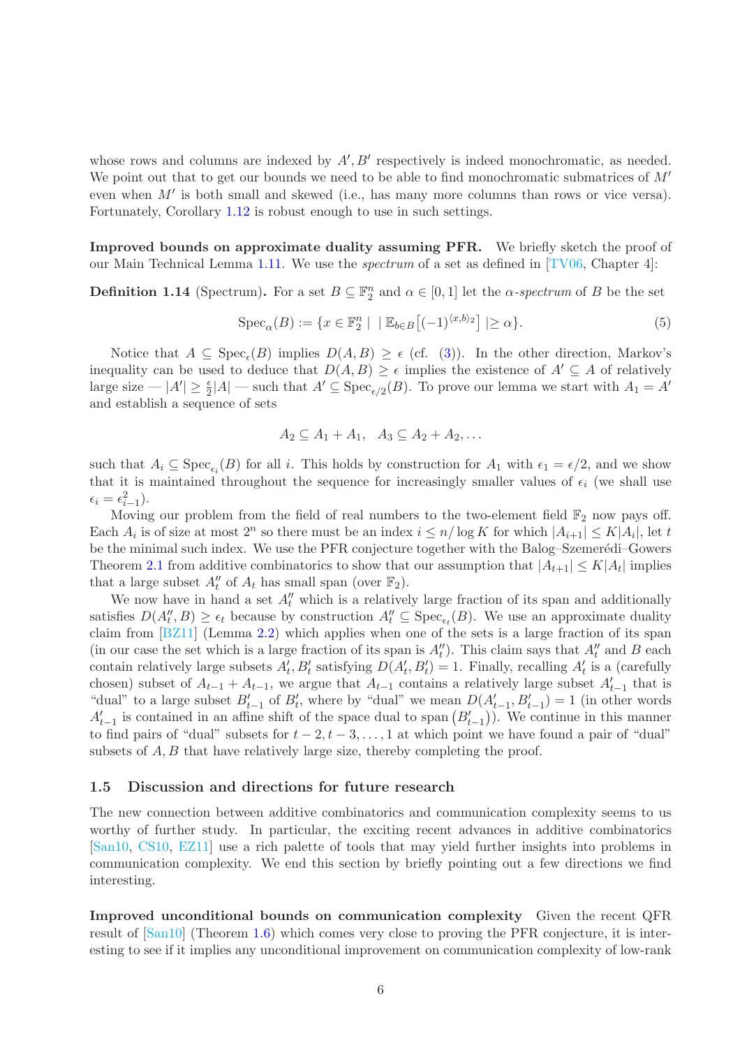whose rows and columns are indexed by $A', B'$ respectively is indeed monochromatic, as needed. We point out that to get our bounds we need to be able to find monochromatic submatrices of $M'$ even when $M'$ is both small and skewed (i.e., has many more columns than rows or vice versa). Fortunately, Corollary 1.12 is robust enough to use in such settings.

**Improved bounds on approximate duality assuming PFR.** We briefly sketch the proof of our Main Technical Lemma 1.11. We use the *spectrum* of a set as defined in [TV06, Chapter 4]:

**Definition 1.14** (Spectrum)**.** For a set $B \subseteq \mathbb{F}_2^n$ and $\alpha \in [0,1]$ let the $\alpha$*-spectrum* of $B$ be the set

$$\mathrm{Spec}_\alpha(B) := \{x \in \mathbb{F}_2^n \mid |\mathbb{E}_{b\in B}\left[(-1)^{\langle x,b\rangle_2}\right]| \geq \alpha\}. \tag{5}$$

Notice that $A \subseteq \mathrm{Spec}_\epsilon(B)$ implies $D(A,B) \geq \epsilon$ (cf. (3)). In the other direction, Markov's inequality can be used to deduce that $D(A,B) \geq \epsilon$ implies the existence of $A' \subseteq A$ of relatively large size — $|A'| \geq \frac{\epsilon}{2}|A|$ — such that $A' \subseteq \mathrm{Spec}_{\epsilon/2}(B)$. To prove our lemma we start with $A_1 = A'$ and establish a sequence of sets

$$A_2 \subseteq A_1 + A_1, \quad A_3 \subseteq A_2 + A_2, \ldots$$

such that $A_i \subseteq \mathrm{Spec}_{\epsilon_i}(B)$ for all $i$. This holds by construction for $A_1$ with $\epsilon_1 = \epsilon/2$, and we show that it is maintained throughout the sequence for increasingly smaller values of $\epsilon_i$ (we shall use $\epsilon_i = \epsilon_{i-1}^2$).

Moving our problem from the field of real numbers to the two-element field $\mathbb{F}_2$ now pays off. Each $A_i$ is of size at most $2^n$ so there must be an index $i \leq n/\log K$ for which $|A_{i+1}| \leq K|A_i|$, let $t$ be the minimal such index. We use the PFR conjecture together with the Balog–Szemerédi–Gowers Theorem 2.1 from additive combinatorics to show that our assumption that $|A_{t+1}| \leq K|A_t|$ implies that a large subset $A''_t$ of $A_t$ has small span (over $\mathbb{F}_2$).

We now have in hand a set $A''_t$ which is a relatively large fraction of its span and additionally satisfies $D(A''_t, B) \geq \epsilon_t$ because by construction $A''_t \subseteq \mathrm{Spec}_{\epsilon_t}(B)$. We use an approximate duality claim from [BZ11] (Lemma 2.2) which applies when one of the sets is a large fraction of its span (in our case the set which is a large fraction of its span is $A''_t$). This claim says that $A''_t$ and $B$ each contain relatively large subsets $A'_t, B'_t$ satisfying $D(A'_t, B'_t) = 1$. Finally, recalling $A'_t$ is a (carefully chosen) subset of $A_{t-1} + A_{t-1}$, we argue that $A_{t-1}$ contains a relatively large subset $A'_{t-1}$ that is "dual" to a large subset $B'_{t-1}$ of $B'_t$, where by "dual" we mean $D(A'_{t-1}, B'_{t-1}) = 1$ (in other words $A'_{t-1}$ is contained in an affine shift of the space dual to $\mathrm{span}\left(B'_{t-1}\right)$). We continue in this manner to find pairs of "dual" subsets for $t-2, t-3, \ldots, 1$ at which point we have found a pair of "dual" subsets of $A, B$ that have relatively large size, thereby completing the proof.

### 1.5 Discussion and directions for future research

The new connection between additive combinatorics and communication complexity seems to us worthy of further study. In particular, the exciting recent advances in additive combinatorics [San10, CS10, EZ11] use a rich palette of tools that may yield further insights into problems in communication complexity. We end this section by briefly pointing out a few directions we find interesting.

**Improved unconditional bounds on communication complexity** Given the recent QFR result of [San10] (Theorem 1.6) which comes very close to proving the PFR conjecture, it is interesting to see if it implies any unconditional improvement on communication complexity of low-rank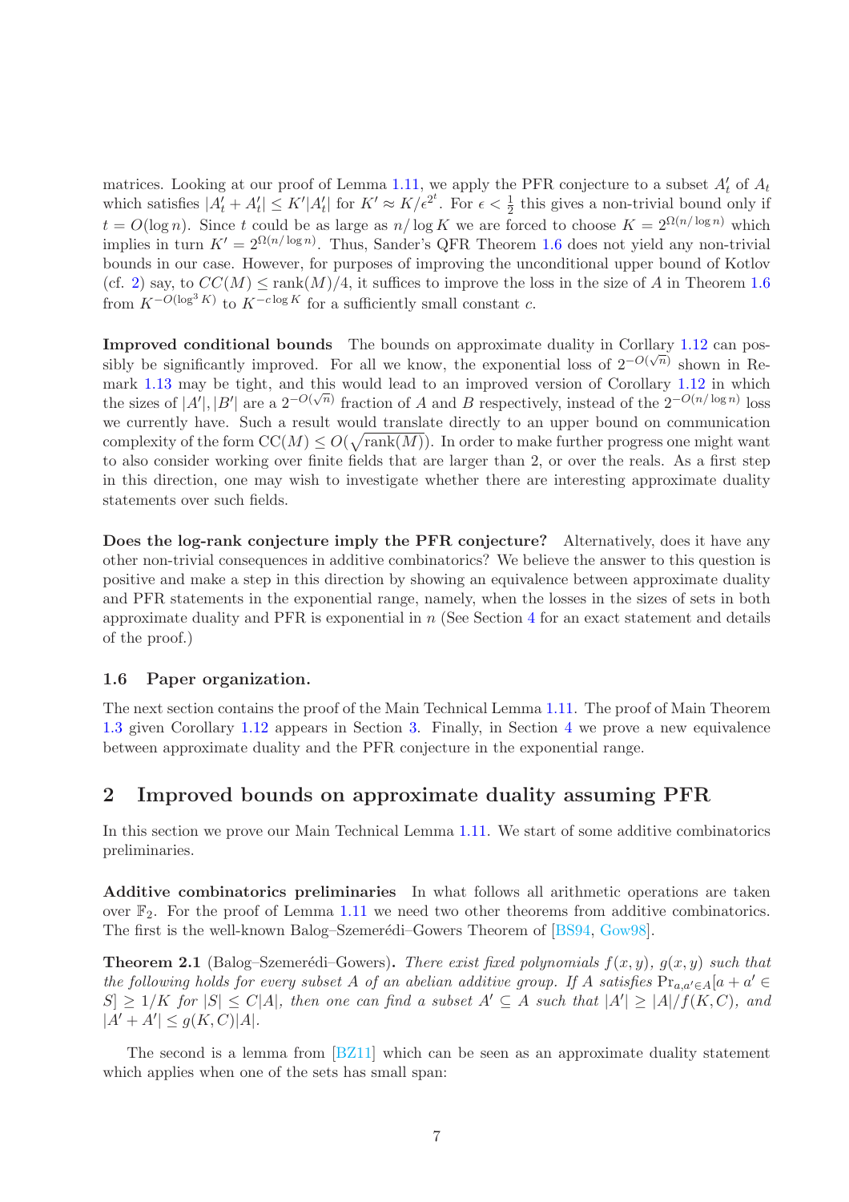matrices. Looking at our proof of Lemma 1.11, we apply the PFR conjecture to a subset $A'_t$ of $A_t$ which satisfies $|A'_t + A'_t| \le K'|A'_t|$ for $K' \approx K/\epsilon^{2^t}$. For $\epsilon < \frac{1}{2}$ this gives a non-trivial bound only if $t = O(\log n)$. Since $t$ could be as large as $n/\log K$ we are forced to choose $K = 2^{\Omega(n/\log n)}$ which implies in turn $K' = 2^{\Omega(n/\log n)}$. Thus, Sander's QFR Theorem 1.6 does not yield any non-trivial bounds in our case. However, for purposes of improving the unconditional upper bound of Kotlov (cf. 2) say, to $CC(M) \le \text{rank}(M)/4$, it suffices to improve the loss in the size of $A$ in Theorem 1.6 from $K^{-O(\log^3 K)}$ to $K^{-c\log K}$ for a sufficiently small constant $c$.

**Improved conditional bounds** The bounds on approximate duality in Corllary 1.12 can possibly be significantly improved. For all we know, the exponential loss of $2^{-O(\sqrt{n})}$ shown in Remark 1.13 may be tight, and this would lead to an improved version of Corollary 1.12 in which the sizes of $|A'|, |B'|$ are a $2^{-O(\sqrt{n})}$ fraction of $A$ and $B$ respectively, instead of the $2^{-O(n/\log n)}$ loss we currently have. Such a result would translate directly to an upper bound on communication complexity of the form $\text{CC}(M) \le O(\sqrt{\text{rank}(M)})$. In order to make further progress one might want to also consider working over finite fields that are larger than 2, or over the reals. As a first step in this direction, one may wish to investigate whether there are interesting approximate duality statements over such fields.

**Does the log-rank conjecture imply the PFR conjecture?** Alternatively, does it have any other non-trivial consequences in additive combinatorics? We believe the answer to this question is positive and make a step in this direction by showing an equivalence between approximate duality and PFR statements in the exponential range, namely, when the losses in the sizes of sets in both approximate duality and PFR is exponential in $n$ (See Section 4 for an exact statement and details of the proof.)

### 1.6 Paper organization.

The next section contains the proof of the Main Technical Lemma 1.11. The proof of Main Theorem 1.3 given Corollary 1.12 appears in Section 3. Finally, in Section 4 we prove a new equivalence between approximate duality and the PFR conjecture in the exponential range.

## 2 Improved bounds on approximate duality assuming PFR

In this section we prove our Main Technical Lemma 1.11. We start of some additive combinatorics preliminaries.

**Additive combinatorics preliminaries** In what follows all arithmetic operations are taken over $\mathbb{F}_2$. For the proof of Lemma 1.11 we need two other theorems from additive combinatorics. The first is the well-known Balog–Szemerédi–Gowers Theorem of [BS94, Gow98].

**Theorem 2.1** (Balog–Szemerédi–Gowers)**.** *There exist fixed polynomials $f(x,y)$, $g(x,y)$ such that the following holds for every subset $A$ of an abelian additive group. If $A$ satisfies $\Pr_{a,a'\in A}[a + a' \in S] \ge 1/K$ for $|S| \le C|A|$, then one can find a subset $A' \subseteq A$ such that $|A'| \ge |A|/f(K,C)$, and $|A' + A'| \le g(K,C)|A|$.*

The second is a lemma from [BZ11] which can be seen as an approximate duality statement which applies when one of the sets has small span: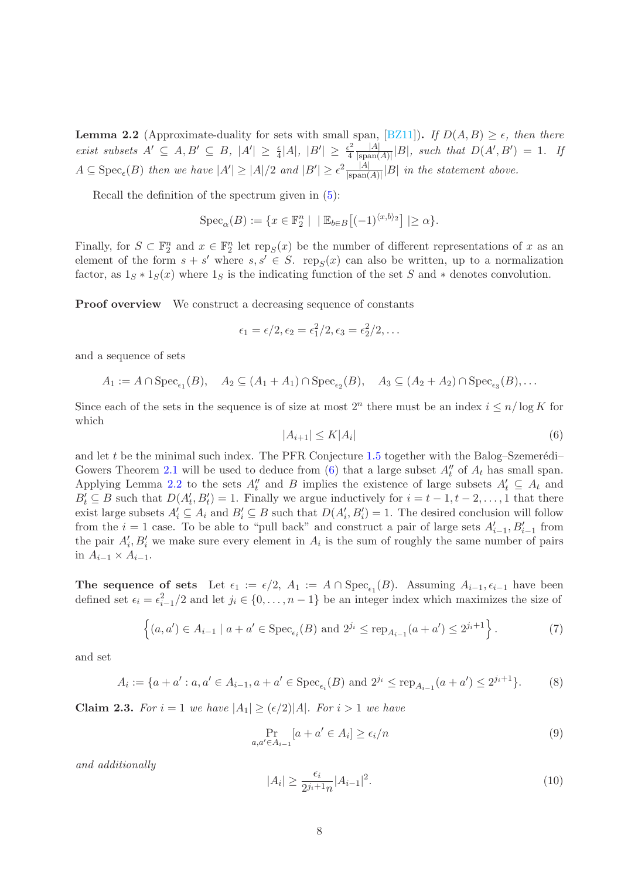**Lemma 2.2** (Approximate-duality for sets with small span, [BZ11])**.** *If $D(A, B) \geq \epsilon$, then there exist subsets $A' \subseteq A, B' \subseteq B$, $|A'| \geq \frac{\epsilon}{4}|A|$, $|B'| \geq \frac{\epsilon^2}{4} \frac{|A|}{|\text{span}(A)|}|B|$, such that $D(A', B') = 1$. If $A \subseteq \text{Spec}_\epsilon(B)$ then we have $|A'| \geq |A|/2$ and $|B'| \geq \epsilon^2 \frac{|A|}{|\text{span}(A)|}|B|$ in the statement above.*

Recall the definition of the spectrum given in (5):

$$\text{Spec}_\alpha(B) := \{x \in \mathbb{F}_2^n \mid \mid \mathbb{E}_{b \in B}\big[(-1)^{\langle x,b \rangle_2}\big] \mid \geq \alpha\}.$$

Finally, for $S \subset \mathbb{F}_2^n$ and $x \in \mathbb{F}_2^n$ let $\text{rep}_S(x)$ be the number of different representations of $x$ as an element of the form $s + s'$ where $s, s' \in S$. $\text{rep}_S(x)$ can also be written, up to a normalization factor, as $1_S * 1_S(x)$ where $1_S$ is the indicating function of the set $S$ and $*$ denotes convolution.

**Proof overview** We construct a decreasing sequence of constants

$$\epsilon_1 = \epsilon/2, \epsilon_2 = \epsilon_1^2/2, \epsilon_3 = \epsilon_2^2/2, \ldots$$

and a sequence of sets

$$A_1 := A \cap \text{Spec}_{\epsilon_1}(B), \quad A_2 \subseteq (A_1 + A_1) \cap \text{Spec}_{\epsilon_2}(B), \quad A_3 \subseteq (A_2 + A_2) \cap \text{Spec}_{\epsilon_3}(B), \ldots$$

Since each of the sets in the sequence is of size at most $2^n$ there must be an index $i \leq n/\log K$ for which

$$|A_{i+1}| \leq K|A_i| \tag{6}$$

and let $t$ be the minimal such index. The PFR Conjecture 1.5 together with the Balog–Szemerédi–Gowers Theorem 2.1 will be used to deduce from (6) that a large subset $A''_t$ of $A_t$ has small span. Applying Lemma 2.2 to the sets $A''_t$ and $B$ implies the existence of large subsets $A'_t \subseteq A_t$ and $B'_t \subseteq B$ such that $D(A'_t, B'_t) = 1$. Finally we argue inductively for $i = t-1, t-2, \ldots, 1$ that there exist large subsets $A'_i \subseteq A_i$ and $B'_i \subseteq B$ such that $D(A'_i, B'_i) = 1$. The desired conclusion will follow from the $i = 1$ case. To be able to "pull back" and construct a pair of large sets $A'_{i-1}, B'_{i-1}$ from the pair $A'_i, B'_i$ we make sure every element in $A_i$ is the sum of roughly the same number of pairs in $A_{i-1} \times A_{i-1}$.

**The sequence of sets** Let $\epsilon_1 := \epsilon/2$, $A_1 := A \cap \text{Spec}_{\epsilon_1}(B)$. Assuming $A_{i-1}, \epsilon_{i-1}$ have been defined set $\epsilon_i = \epsilon_{i-1}^2/2$ and let $j_i \in \{0, \ldots, n-1\}$ be an integer index which maximizes the size of

$$\Big\{(a, a') \in A_{i-1} \mid a + a' \in \text{Spec}_{\epsilon_i}(B) \text{ and } 2^{j_i} \leq \text{rep}_{A_{i-1}}(a + a') \leq 2^{j_i+1}\Big\}. \tag{7}$$

and set

$$A_i := \{a + a' : a, a' \in A_{i-1}, a + a' \in \text{Spec}_{\epsilon_i}(B) \text{ and } 2^{j_i} \leq \text{rep}_{A_{i-1}}(a + a') \leq 2^{j_i+1}\}. \tag{8}$$

**Claim 2.3.** *For $i = 1$ we have $|A_1| \geq (\epsilon/2)|A|$. For $i > 1$ we have*

$$\Pr_{a,a' \in A_{i-1}}[a + a' \in A_i] \geq \epsilon_i/n \tag{9}$$

*and additionally*

$$|A_i| \geq \frac{\epsilon_i}{2^{j_i+1}n}|A_{i-1}|^2. \tag{10}$$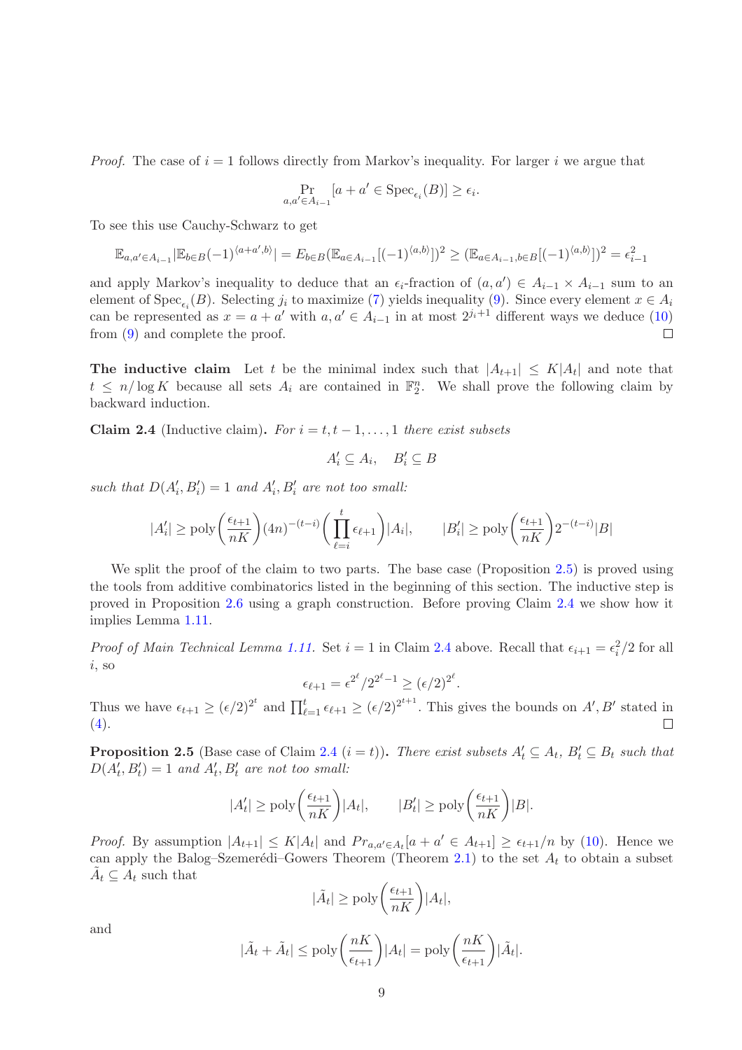*Proof.* The case of $i = 1$ follows directly from Markov's inequality. For larger $i$ we argue that

$$\Pr_{a,a' \in A_{i-1}}[a + a' \in \mathrm{Spec}_{\epsilon_i}(B)] \geq \epsilon_i.$$

To see this use Cauchy-Schwarz to get

$$\mathbb{E}_{a,a' \in A_{i-1}}|\mathbb{E}_{b \in B}(-1)^{\langle a+a',b\rangle}| = E_{b \in B}(\mathbb{E}_{a \in A_{i-1}}[(-1)^{\langle a,b\rangle}])^2 \geq (\mathbb{E}_{a \in A_{i-1}, b \in B}[(-1)^{\langle a,b\rangle}])^2 = \epsilon_{i-1}^2$$

and apply Markov's inequality to deduce that an $\epsilon_i$-fraction of $(a, a') \in A_{i-1} \times A_{i-1}$ sum to an element of $\mathrm{Spec}_{\epsilon_i}(B)$. Selecting $j_i$ to maximize (7) yields inequality (9). Since every element $x \in A_i$ can be represented as $x = a + a'$ with $a, a' \in A_{i-1}$ in at most $2^{j_i+1}$ different ways we deduce (10) from (9) and complete the proof. □

**The inductive claim** Let $t$ be the minimal index such that $|A_{t+1}| \leq K|A_t|$ and note that $t \leq n/\log K$ because all sets $A_i$ are contained in $\mathbb{F}_2^n$. We shall prove the following claim by backward induction.

**Claim 2.4** (Inductive claim)**.** *For $i = t, t-1, \ldots, 1$ there exist subsets*

$$A'_i \subseteq A_i, \quad B'_i \subseteq B$$

*such that $D(A'_i, B'_i) = 1$ and $A'_i, B'_i$ are not too small:*

$$|A'_i| \geq \mathrm{poly}\left(\frac{\epsilon_{t+1}}{nK}\right)(4n)^{-(t-i)}\left(\prod_{\ell=i}^{t}\epsilon_{\ell+1}\right)|A_i|, \qquad |B'_i| \geq \mathrm{poly}\left(\frac{\epsilon_{t+1}}{nK}\right)2^{-(t-i)}|B|$$

We split the proof of the claim to two parts. The base case (Proposition 2.5) is proved using the tools from additive combinatorics listed in the beginning of this section. The inductive step is proved in Proposition 2.6 using a graph construction. Before proving Claim 2.4 we show how it implies Lemma 1.11.

*Proof of Main Technical Lemma 1.11.* Set $i = 1$ in Claim 2.4 above. Recall that $\epsilon_{i+1} = \epsilon_i^2/2$ for all $i$, so

$$\epsilon_{\ell+1} = \epsilon^{2^\ell}/2^{2^\ell - 1} \geq (\epsilon/2)^{2^\ell}.$$

Thus we have $\epsilon_{t+1} \geq (\epsilon/2)^{2^t}$ and $\prod_{\ell=1}^{t}\epsilon_{\ell+1} \geq (\epsilon/2)^{2^{t+1}}$. This gives the bounds on $A', B'$ stated in (4). □

**Proposition 2.5** (Base case of Claim 2.4 ($i = t$))**.** *There exist subsets $A'_t \subseteq A_t$, $B'_t \subseteq B_t$ such that $D(A'_t, B'_t) = 1$ and $A'_t, B'_t$ are not too small:*

$$|A'_t| \geq \mathrm{poly}\left(\frac{\epsilon_{t+1}}{nK}\right)|A_t|, \qquad |B'_t| \geq \mathrm{poly}\left(\frac{\epsilon_{t+1}}{nK}\right)|B|.$$

*Proof.* By assumption $|A_{t+1}| \leq K|A_t|$ and $Pr_{a,a' \in A_t}[a + a' \in A_{t+1}] \geq \epsilon_{t+1}/n$ by (10). Hence we can apply the Balog–Szemerédi–Gowers Theorem (Theorem 2.1) to the set $A_t$ to obtain a subset $\tilde{A}_t \subseteq A_t$ such that

$$|\tilde{A}_t| \geq \mathrm{poly}\left(\frac{\epsilon_{t+1}}{nK}\right)|A_t|,$$

and

$$|\tilde{A}_t + \tilde{A}_t| \leq \mathrm{poly}\left(\frac{nK}{\epsilon_{t+1}}\right)|A_t| = \mathrm{poly}\left(\frac{nK}{\epsilon_{t+1}}\right)|\tilde{A}_t|.$$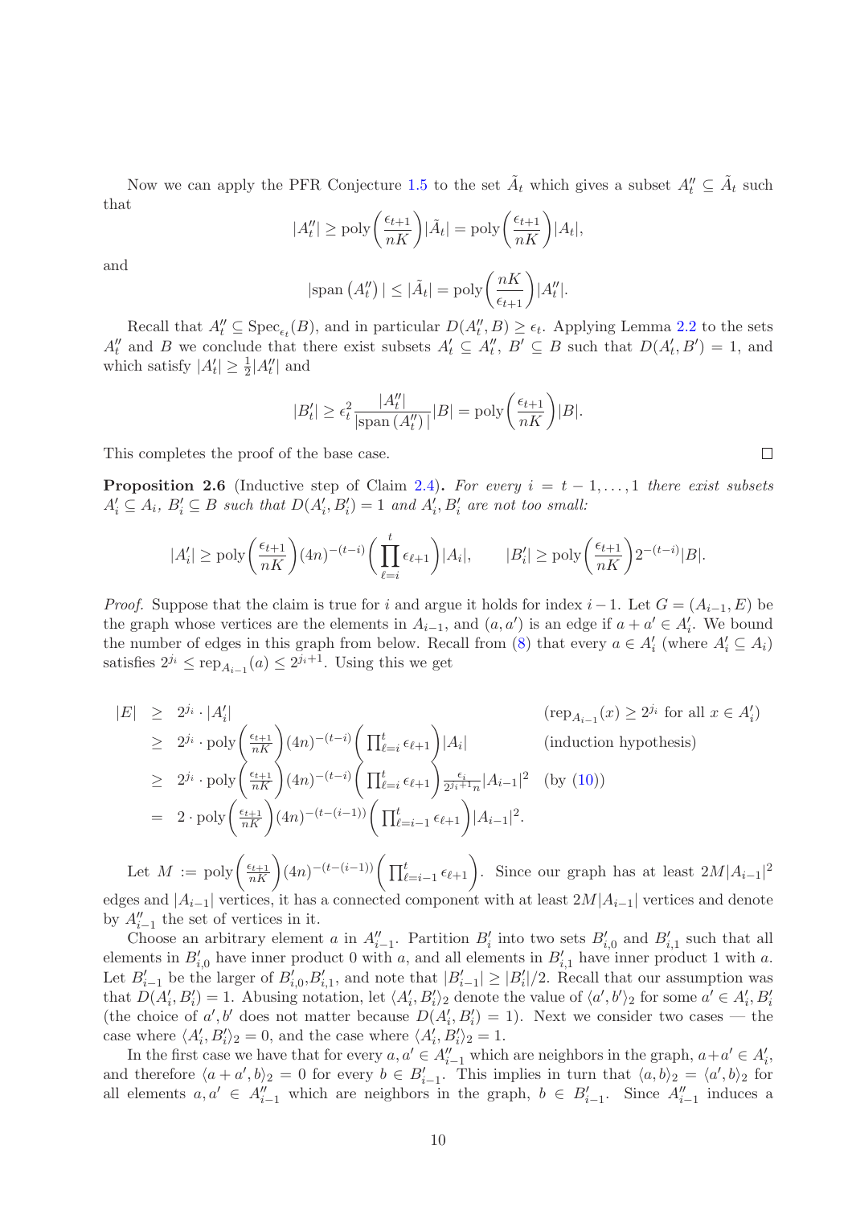Now we can apply the PFR Conjecture 1.5 to the set $\tilde{A}_t$ which gives a subset $A''_t \subseteq \tilde{A}_t$ such that

$$|A''_t| \geq \mathrm{poly}\left(\frac{\epsilon_{t+1}}{nK}\right)|\tilde{A}_t| = \mathrm{poly}\left(\frac{\epsilon_{t+1}}{nK}\right)|A_t|,$$

and

$$|\mathrm{span}\left(A''_t\right)| \leq |\tilde{A}_t| = \mathrm{poly}\left(\frac{nK}{\epsilon_{t+1}}\right)|A''_t|.$$

Recall that $A''_t \subseteq \mathrm{Spec}_{\epsilon_t}(B)$, and in particular $D(A''_t, B) \geq \epsilon_t$. Applying Lemma 2.2 to the sets $A''_t$ and $B$ we conclude that there exist subsets $A'_t \subseteq A''_t$, $B' \subseteq B$ such that $D(A'_t, B') = 1$, and which satisfy $|A'_t| \geq \frac{1}{2}|A''_t|$ and

$$|B'_t| \geq \epsilon_t^2 \frac{|A''_t|}{|\mathrm{span}\left(A''_t\right)|}|B| = \mathrm{poly}\left(\frac{\epsilon_{t+1}}{nK}\right)|B|.$$

This completes the proof of the base case. $\square$

**Proposition 2.6** (Inductive step of Claim 2.4)**.** *For every $i = t-1, \ldots, 1$ there exist subsets $A'_i \subseteq A_i$, $B'_i \subseteq B$ such that $D(A'_i, B'_i) = 1$ and $A'_i, B'_i$ are not too small:*

$$|A'_i| \geq \mathrm{poly}\left(\frac{\epsilon_{t+1}}{nK}\right)(4n)^{-(t-i)}\left(\prod_{\ell=i}^{t}\epsilon_{\ell+1}\right)|A_i|, \qquad |B'_i| \geq \mathrm{poly}\left(\frac{\epsilon_{t+1}}{nK}\right)2^{-(t-i)}|B|.$$

*Proof.* Suppose that the claim is true for $i$ and argue it holds for index $i-1$. Let $G = (A_{i-1}, E)$ be the graph whose vertices are the elements in $A_{i-1}$, and $(a, a')$ is an edge if $a + a' \in A'_i$. We bound the number of edges in this graph from below. Recall from (8) that every $a \in A'_i$ (where $A'_i \subseteq A_i$) satisfies $2^{j_i} \leq \mathrm{rep}_{A_{i-1}}(a) \leq 2^{j_i+1}$. Using this we get

$$\begin{aligned}
|E| &\geq 2^{j_i} \cdot |A'_i| && (\mathrm{rep}_{A_{i-1}}(x) \geq 2^{j_i} \text{ for all } x \in A'_i)\\
&\geq 2^{j_i} \cdot \mathrm{poly}\left(\tfrac{\epsilon_{t+1}}{nK}\right)(4n)^{-(t-i)}\left(\textstyle\prod_{\ell=i}^{t}\epsilon_{\ell+1}\right)|A_i| && \text{(induction hypothesis)}\\
&\geq 2^{j_i} \cdot \mathrm{poly}\left(\tfrac{\epsilon_{t+1}}{nK}\right)(4n)^{-(t-i)}\left(\textstyle\prod_{\ell=i}^{t}\epsilon_{\ell+1}\right)\tfrac{\epsilon_i}{2^{j_i+1}n}|A_{i-1}|^2 && \text{(by (10))}\\
&= 2 \cdot \mathrm{poly}\left(\tfrac{\epsilon_{t+1}}{nK}\right)(4n)^{-(t-(i-1))}\left(\textstyle\prod_{\ell=i-1}^{t}\epsilon_{\ell+1}\right)|A_{i-1}|^2.
\end{aligned}$$

Let $M := \mathrm{poly}\left(\frac{\epsilon_{t+1}}{nK}\right)(4n)^{-(t-(i-1))}\left(\prod_{\ell=i-1}^{t}\epsilon_{\ell+1}\right)$. Since our graph has at least $2M|A_{i-1}|^2$ edges and $|A_{i-1}|$ vertices, it has a connected component with at least $2M|A_{i-1}|$ vertices and denote by $A''_{i-1}$ the set of vertices in it.

Choose an arbitrary element $a$ in $A''_{i-1}$. Partition $B'_i$ into two sets $B'_{i,0}$ and $B'_{i,1}$ such that all elements in $B'_{i,0}$ have inner product 0 with $a$, and all elements in $B'_{i,1}$ have inner product 1 with $a$. Let $B'_{i-1}$ be the larger of $B'_{i,0}$,$B'_{i,1}$, and note that $|B'_{i-1}| \geq |B'_i|/2$. Recall that our assumption was that $D(A'_i, B'_i) = 1$. Abusing notation, let $\langle A'_i, B'_i\rangle_2$ denote the value of $\langle a', b'\rangle_2$ for some $a' \in A'_i, B'_i$ (the choice of $a', b'$ does not matter because $D(A'_i, B'_i) = 1$). Next we consider two cases — the case where $\langle A'_i, B'_i\rangle_2 = 0$, and the case where $\langle A'_i, B'_i\rangle_2 = 1$.

In the first case we have that for every $a, a' \in A''_{i-1}$ which are neighbors in the graph, $a + a' \in A'_i$, and therefore $\langle a + a', b\rangle_2 = 0$ for every $b \in B'_{i-1}$. This implies in turn that $\langle a, b\rangle_2 = \langle a', b\rangle_2$ for all elements $a, a' \in A''_{i-1}$ which are neighbors in the graph, $b \in B'_{i-1}$. Since $A''_{i-1}$ induces a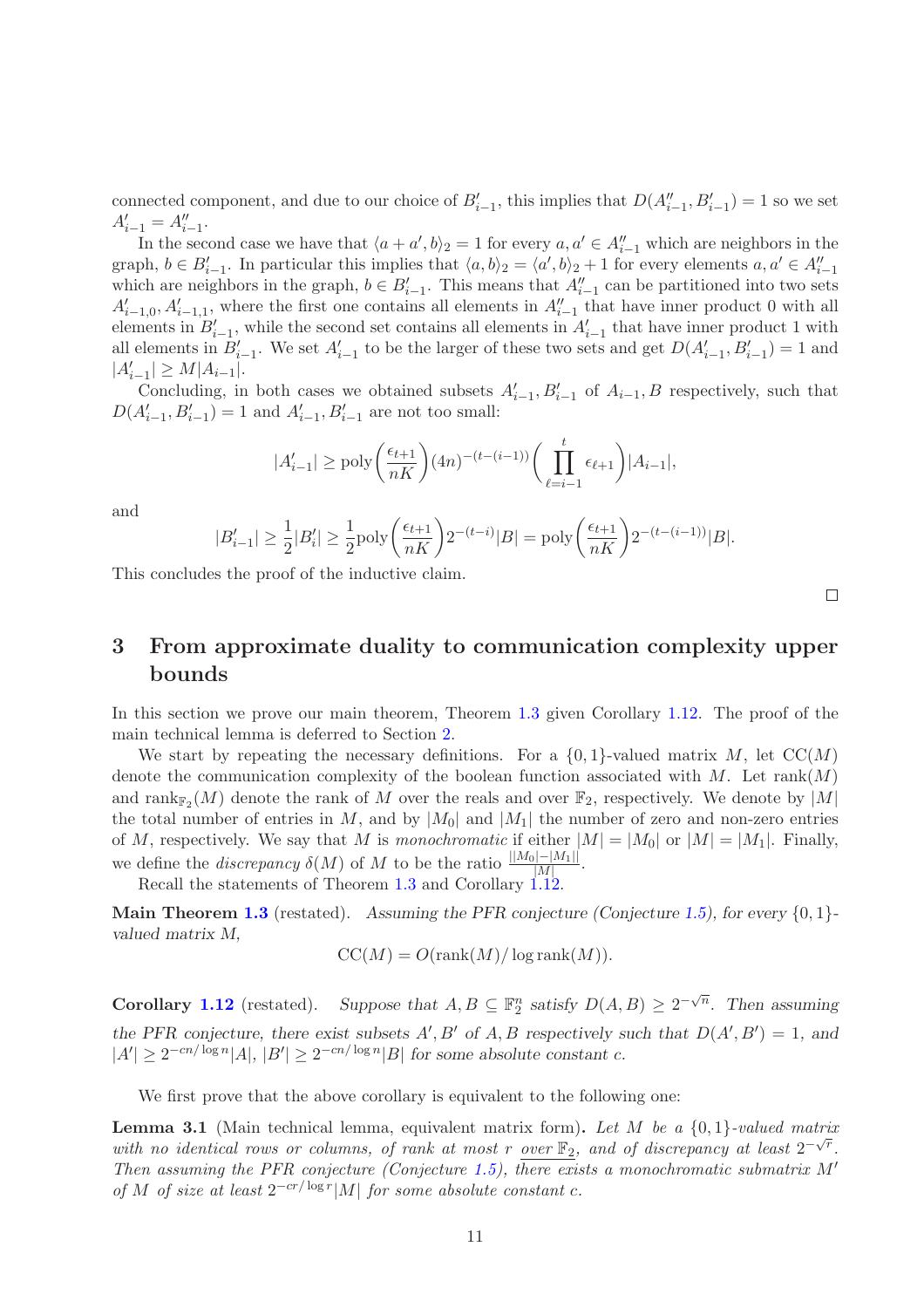connected component, and due to our choice of $B'_{i-1}$, this implies that $D(A''_{i-1}, B'_{i-1}) = 1$ so we set $A'_{i-1} = A''_{i-1}$.

In the second case we have that $\langle a + a', b \rangle_2 = 1$ for every $a, a' \in A''_{i-1}$ which are neighbors in the graph, $b \in B'_{i-1}$. In particular this implies that $\langle a, b \rangle_2 = \langle a', b \rangle_2 + 1$ for every elements $a, a' \in A''_{i-1}$ which are neighbors in the graph, $b \in B'_{i-1}$. This means that $A''_{i-1}$ can be partitioned into two sets $A'_{i-1,0}, A'_{i-1,1}$, where the first one contains all elements in $A''_{i-1}$ that have inner product 0 with all elements in $B'_{i-1}$, while the second set contains all elements in $A'_{i-1}$ that have inner product 1 with all elements in $B'_{i-1}$. We set $A'_{i-1}$ to be the larger of these two sets and get $D(A'_{i-1}, B'_{i-1}) = 1$ and $|A'_{i-1}| \geq M|A_{i-1}|$.

Concluding, in both cases we obtained subsets $A'_{i-1}, B'_{i-1}$ of $A_{i-1}, B$ respectively, such that $D(A'_{i-1}, B'_{i-1}) = 1$ and $A'_{i-1}, B'_{i-1}$ are not too small:

$$|A'_{i-1}| \geq \text{poly}\left(\frac{\epsilon_{t+1}}{nK}\right)(4n)^{-(t-(i-1))}\left(\prod_{\ell=i-1}^{t} \epsilon_{\ell+1}\right)|A_{i-1}|,$$

and

$$|B'_{i-1}| \geq \frac{1}{2}|B'_i| \geq \frac{1}{2}\text{poly}\left(\frac{\epsilon_{t+1}}{nK}\right)2^{-(t-i)}|B| = \text{poly}\left(\frac{\epsilon_{t+1}}{nK}\right)2^{-(t-(i-1))}|B|.$$

This concludes the proof of the inductive claim.

□

# 3 From approximate duality to communication complexity upper bounds

In this section we prove our main theorem, Theorem 1.3 given Corollary 1.12. The proof of the main technical lemma is deferred to Section 2.

We start by repeating the necessary definitions. For a $\{0,1\}$-valued matrix $M$, let $\text{CC}(M)$ denote the communication complexity of the boolean function associated with $M$. Let $\text{rank}(M)$ and $\text{rank}_{\mathbb{F}_2}(M)$ denote the rank of $M$ over the reals and over $\mathbb{F}_2$, respectively. We denote by $|M|$ the total number of entries in $M$, and by $|M_0|$ and $|M_1|$ the number of zero and non-zero entries of $M$, respectively. We say that $M$ is *monochromatic* if either $|M| = |M_0|$ or $|M| = |M_1|$. Finally, we define the *discrepancy* $\delta(M)$ of $M$ to be the ratio $\frac{||M_0|-|M_1||}{|M|}$.

Recall the statements of Theorem 1.3 and Corollary 1.12.

**Main Theorem 1.3** (restated). *Assuming the PFR conjecture (Conjecture 1.5), for every $\{0,1\}$-valued matrix $M$,*

$$\text{CC}(M) = O(\text{rank}(M)/\log \text{rank}(M)).$$

**Corollary 1.12** (restated). *Suppose that $A, B \subseteq \mathbb{F}_2^n$ satisfy $D(A, B) \geq 2^{-\sqrt{n}}$. Then assuming the PFR conjecture, there exist subsets $A', B'$ of $A, B$ respectively such that $D(A', B') = 1$, and $|A'| \geq 2^{-cn/\log n}|A|$, $|B'| \geq 2^{-cn/\log n}|B|$ for some absolute constant $c$.*

We first prove that the above corollary is equivalent to the following one:

**Lemma 3.1** (Main technical lemma, equivalent matrix form)**.** *Let $M$ be a $\{0,1\}$-valued matrix with no identical rows or columns, of rank at most $r$ over $\mathbb{F}_2$, and of discrepancy at least $2^{-\sqrt{r}}$. Then assuming the PFR conjecture (Conjecture 1.5), there exists a monochromatic submatrix $M'$ of $M$ of size at least $2^{-cr/\log r}|M|$ for some absolute constant $c$.*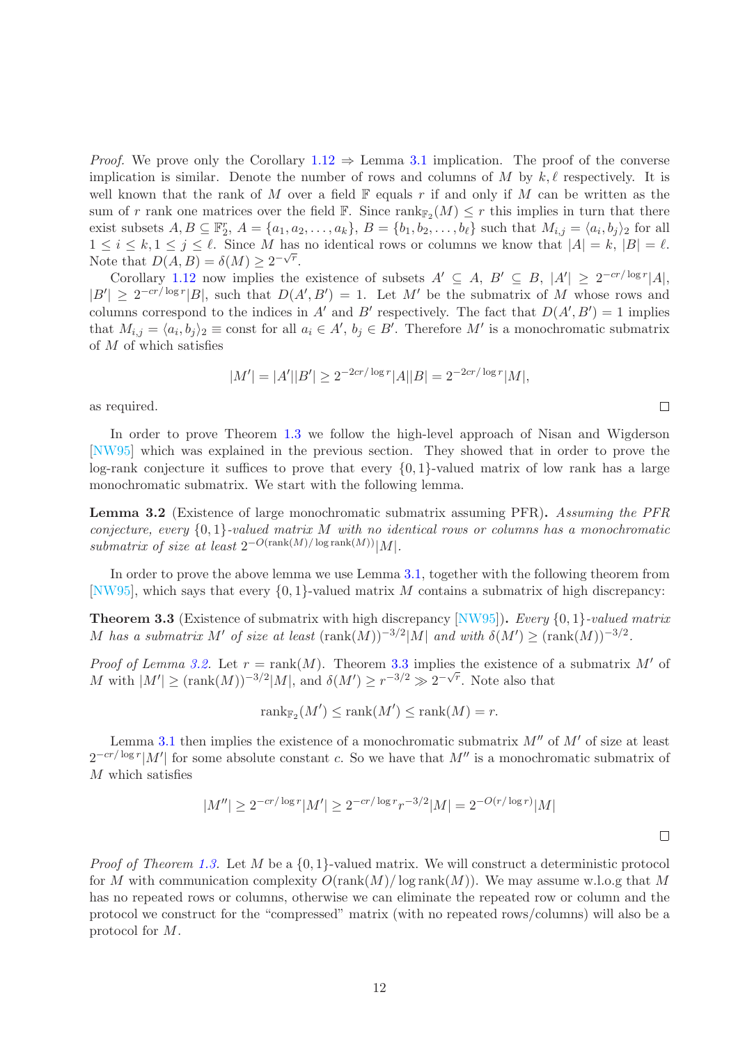*Proof.* We prove only the Corollary 1.12 $\Rightarrow$ Lemma 3.1 implication. The proof of the converse implication is similar. Denote the number of rows and columns of $M$ by $k, \ell$ respectively. It is well known that the rank of $M$ over a field $\mathbb{F}$ equals $r$ if and only if $M$ can be written as the sum of $r$ rank one matrices over the field $\mathbb{F}$. Since $\mathrm{rank}_{\mathbb{F}_2}(M) \leq r$ this implies in turn that there exist subsets $A, B \subseteq \mathbb{F}_2^r$, $A = \{a_1, a_2, \ldots, a_k\}$, $B = \{b_1, b_2, \ldots, b_\ell\}$ such that $M_{i,j} = \langle a_i, b_j \rangle_2$ for all $1 \leq i \leq k, 1 \leq j \leq \ell$. Since $M$ has no identical rows or columns we know that $|A| = k$, $|B| = \ell$. Note that $D(A, B) = \delta(M) \geq 2^{-\sqrt{r}}$.

Corollary 1.12 now implies the existence of subsets $A' \subseteq A$, $B' \subseteq B$, $|A'| \geq 2^{-cr/\log r}|A|$, $|B'| \geq 2^{-cr/\log r}|B|$, such that $D(A', B') = 1$. Let $M'$ be the submatrix of $M$ whose rows and columns correspond to the indices in $A'$ and $B'$ respectively. The fact that $D(A', B') = 1$ implies that $M_{i,j} = \langle a_i, b_j \rangle_2 \equiv \mathrm{const}$ for all $a_i \in A'$, $b_j \in B'$. Therefore $M'$ is a monochromatic submatrix of $M$ of which satisfies

$$|M'| = |A'||B'| \geq 2^{-2cr/\log r}|A||B| = 2^{-2cr/\log r}|M|,$$

as required. $\square$

In order to prove Theorem 1.3 we follow the high-level approach of Nisan and Wigderson [NW95] which was explained in the previous section. They showed that in order to prove the log-rank conjecture it suffices to prove that every $\{0,1\}$-valued matrix of low rank has a large monochromatic submatrix. We start with the following lemma.

**Lemma 3.2** (Existence of large monochromatic submatrix assuming PFR)**.** *Assuming the PFR conjecture, every $\{0,1\}$-valued matrix $M$ with no identical rows or columns has a monochromatic submatrix of size at least $2^{-O(\mathrm{rank}(M)/\log \mathrm{rank}(M))}|M|$.*

In order to prove the above lemma we use Lemma 3.1, together with the following theorem from [NW95], which says that every $\{0,1\}$-valued matrix $M$ contains a submatrix of high discrepancy:

**Theorem 3.3** (Existence of submatrix with high discrepancy [NW95])**.** *Every $\{0,1\}$-valued matrix $M$ has a submatrix $M'$ of size at least $(\mathrm{rank}(M))^{-3/2}|M|$ and with $\delta(M') \geq (\mathrm{rank}(M))^{-3/2}$.*

*Proof of Lemma 3.2.* Let $r = \mathrm{rank}(M)$. Theorem 3.3 implies the existence of a submatrix $M'$ of $M$ with $|M'| \geq (\mathrm{rank}(M))^{-3/2}|M|$, and $\delta(M') \geq r^{-3/2} \gg 2^{-\sqrt{r}}$. Note also that

$$\mathrm{rank}_{\mathbb{F}_2}(M') \leq \mathrm{rank}(M') \leq \mathrm{rank}(M) = r.$$

Lemma 3.1 then implies the existence of a monochromatic submatrix $M''$ of $M'$ of size at least $2^{-cr/\log r}|M'|$ for some absolute constant $c$. So we have that $M''$ is a monochromatic submatrix of $M$ which satisfies

$$|M''| \geq 2^{-cr/\log r}|M'| \geq 2^{-cr/\log r} r^{-3/2}|M| = 2^{-O(r/\log r)}|M|$$

$\square$

*Proof of Theorem 1.3.* Let $M$ be a $\{0,1\}$-valued matrix. We will construct a deterministic protocol for $M$ with communication complexity $O(\mathrm{rank}(M)/\log \mathrm{rank}(M))$. We may assume w.l.o.g that $M$ has no repeated rows or columns, otherwise we can eliminate the repeated row or column and the protocol we construct for the "compressed" matrix (with no repeated rows/columns) will also be a protocol for $M$.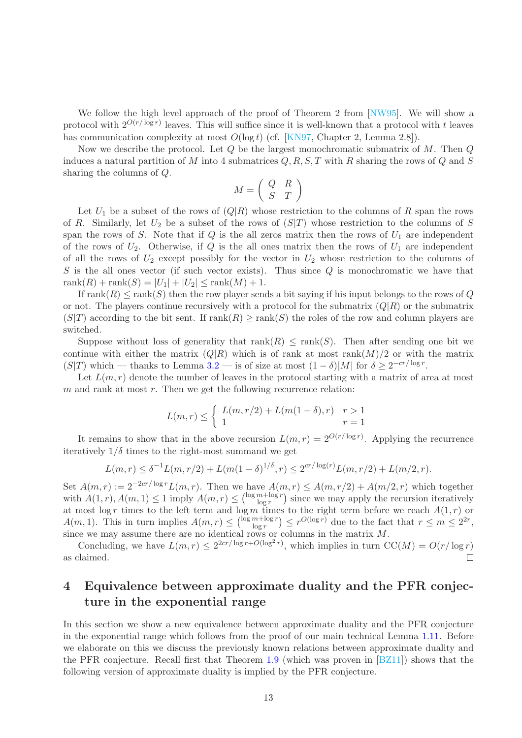We follow the high level approach of the proof of Theorem 2 from [NW95]. We will show a protocol with $2^{O(r/\log r)}$ leaves. This will suffice since it is well-known that a protocol with $t$ leaves has communication complexity at most $O(\log t)$ (cf. [KN97, Chapter 2, Lemma 2.8]).

Now we describe the protocol. Let $Q$ be the largest monochromatic submatrix of $M$. Then $Q$ induces a natural partition of $M$ into 4 submatrices $Q, R, S, T$ with $R$ sharing the rows of $Q$ and $S$ sharing the columns of $Q$.

$$M = \begin{pmatrix} Q & R \\ S & T \end{pmatrix}$$

Let $U_1$ be a subset of the rows of $(Q|R)$ whose restriction to the columns of $R$ span the rows of $R$. Similarly, let $U_2$ be a subset of the rows of $(S|T)$ whose restriction to the columns of $S$ span the rows of $S$. Note that if $Q$ is the all zeros matrix then the rows of $U_1$ are independent of the rows of $U_2$. Otherwise, if $Q$ is the all ones matrix then the rows of $U_1$ are independent of all the rows of $U_2$ except possibly for the vector in $U_2$ whose restriction to the columns of $S$ is the all ones vector (if such vector exists). Thus since $Q$ is monochromatic we have that $\mathrm{rank}(R) + \mathrm{rank}(S) = |U_1| + |U_2| \leq \mathrm{rank}(M) + 1$.

If $\mathrm{rank}(R) \leq \mathrm{rank}(S)$ then the row player sends a bit saying if his input belongs to the rows of $Q$ or not. The players continue recursively with a protocol for the submatrix $(Q|R)$ or the submatrix $(S|T)$ according to the bit sent. If $\mathrm{rank}(R) \geq \mathrm{rank}(S)$ the roles of the row and column players are switched.

Suppose without loss of generality that $\mathrm{rank}(R) \leq \mathrm{rank}(S)$. Then after sending one bit we continue with either the matrix $(Q|R)$ which is of rank at most $\mathrm{rank}(M)/2$ or with the matrix $(S|T)$ which — thanks to Lemma 3.2 — is of size at most $(1-\delta)|M|$ for $\delta \geq 2^{-cr/\log r}$.

Let $L(m, r)$ denote the number of leaves in the protocol starting with a matrix of area at most $m$ and rank at most $r$. Then we get the following recurrence relation:

$$L(m, r) \leq \begin{cases} L(m, r/2) + L(m(1-\delta), r) & r > 1 \\ 1 & r = 1 \end{cases}$$

It remains to show that in the above recursion $L(m, r) = 2^{O(r/\log r)}$. Applying the recurrence iteratively $1/\delta$ times to the right-most summand we get

$$L(m, r) \leq \delta^{-1} L(m, r/2) + L(m(1-\delta)^{1/\delta}, r) \leq 2^{cr/\log(r)} L(m, r/2) + L(m/2, r).$$

Set $A(m, r) := 2^{-2cr/\log r} L(m, r)$. Then we have $A(m, r) \leq A(m, r/2) + A(m/2, r)$ which together with $A(1, r), A(m, 1) \leq 1$ imply $A(m, r) \leq \binom{\log m + \log r}{\log r}$ since we may apply the recursion iteratively at most $\log r$ times to the left term and $\log m$ times to the right term before we reach $A(1, r)$ or $A(m, 1)$. This in turn implies $A(m, r) \leq \binom{\log m + \log r}{\log r} \leq r^{O(\log r)}$ due to the fact that $r \leq m \leq 2^{2r}$, since we may assume there are no identical rows or columns in the matrix $M$.

Concluding, we have $L(m, r) \leq 2^{2cr/\log r + O(\log^2 r)}$, which implies in turn $\mathrm{CC}(M) = O(r/\log r)$ as claimed. □

# 4 Equivalence between approximate duality and the PFR conjecture in the exponential range

In this section we show a new equivalence between approximate duality and the PFR conjecture in the exponential range which follows from the proof of our main technical Lemma 1.11. Before we elaborate on this we discuss the previously known relations between approximate duality and the PFR conjecture. Recall first that Theorem 1.9 (which was proven in [BZ11]) shows that the following version of approximate duality is implied by the PFR conjecture.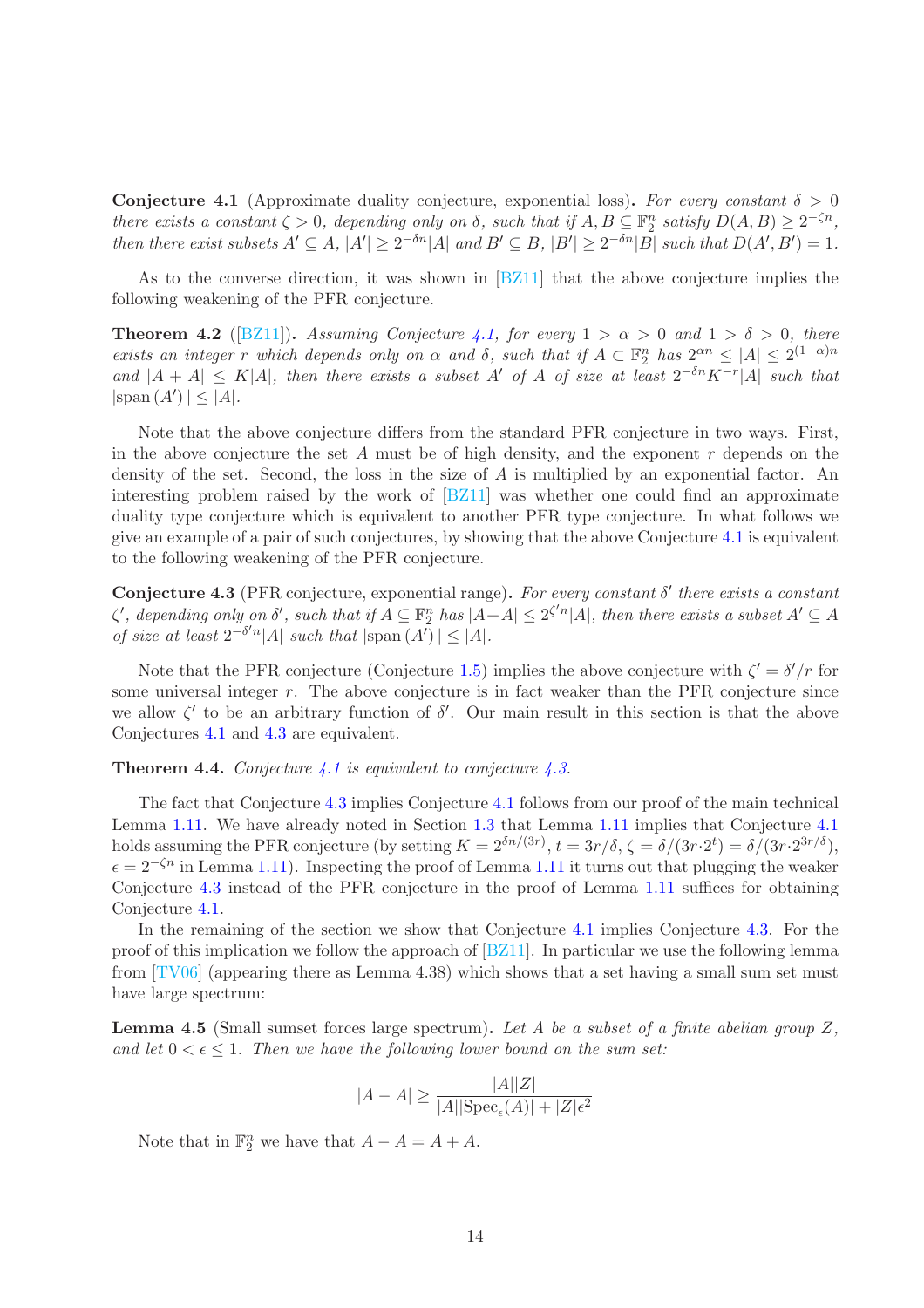**Conjecture 4.1** (Approximate duality conjecture, exponential loss)**.** *For every constant $\delta > 0$ there exists a constant $\zeta > 0$, depending only on $\delta$, such that if $A, B \subseteq \mathbb{F}_2^n$ satisfy $D(A,B) \geq 2^{-\zeta n}$, then there exist subsets $A' \subseteq A$, $|A'| \geq 2^{-\delta n}|A|$ and $B' \subseteq B$, $|B'| \geq 2^{-\delta n}|B|$ such that $D(A', B') = 1$.*

As to the converse direction, it was shown in [BZ11] that the above conjecture implies the following weakening of the PFR conjecture.

**Theorem 4.2** ([BZ11])**.** *Assuming Conjecture 4.1, for every $1 > \alpha > 0$ and $1 > \delta > 0$, there exists an integer $r$ which depends only on $\alpha$ and $\delta$, such that if $A \subset \mathbb{F}_2^n$ has $2^{\alpha n} \leq |A| \leq 2^{(1-\alpha)n}$ and $|A + A| \leq K|A|$, then there exists a subset $A'$ of $A$ of size at least $2^{-\delta n}K^{-r}|A|$ such that $|\text{span}(A')| \leq |A|$.*

Note that the above conjecture differs from the standard PFR conjecture in two ways. First, in the above conjecture the set $A$ must be of high density, and the exponent $r$ depends on the density of the set. Second, the loss in the size of $A$ is multiplied by an exponential factor. An interesting problem raised by the work of [BZ11] was whether one could find an approximate duality type conjecture which is equivalent to another PFR type conjecture. In what follows we give an example of a pair of such conjectures, by showing that the above Conjecture 4.1 is equivalent to the following weakening of the PFR conjecture.

**Conjecture 4.3** (PFR conjecture, exponential range)**.** *For every constant $\delta'$ there exists a constant $\zeta'$, depending only on $\delta'$, such that if $A \subseteq \mathbb{F}_2^n$ has $|A+A| \leq 2^{\zeta' n}|A|$, then there exists a subset $A' \subseteq A$ of size at least $2^{-\delta' n}|A|$ such that $|\text{span}(A')| \leq |A|$.*

Note that the PFR conjecture (Conjecture 1.5) implies the above conjecture with $\zeta' = \delta'/r$ for some universal integer $r$. The above conjecture is in fact weaker than the PFR conjecture since we allow $\zeta'$ to be an arbitrary function of $\delta'$. Our main result in this section is that the above Conjectures 4.1 and 4.3 are equivalent.

**Theorem 4.4.** *Conjecture 4.1 is equivalent to conjecture 4.3.*

The fact that Conjecture 4.3 implies Conjecture 4.1 follows from our proof of the main technical Lemma 1.11. We have already noted in Section 1.3 that Lemma 1.11 implies that Conjecture 4.1 holds assuming the PFR conjecture (by setting $K = 2^{\delta n/(3r)}$, $t = 3r/\delta$, $\zeta = \delta/(3r \cdot 2^t) = \delta/(3r \cdot 2^{3r/\delta})$, $\epsilon = 2^{-\zeta n}$ in Lemma 1.11). Inspecting the proof of Lemma 1.11 it turns out that plugging the weaker Conjecture 4.3 instead of the PFR conjecture in the proof of Lemma 1.11 suffices for obtaining Conjecture 4.1.

In the remaining of the section we show that Conjecture 4.1 implies Conjecture 4.3. For the proof of this implication we follow the approach of [BZ11]. In particular we use the following lemma from [TV06] (appearing there as Lemma 4.38) which shows that a set having a small sum set must have large spectrum:

**Lemma 4.5** (Small sumset forces large spectrum)**.** *Let $A$ be a subset of a finite abelian group $Z$, and let $0 < \epsilon \leq 1$. Then we have the following lower bound on the sum set:*

$$|A - A| \geq \frac{|A||Z|}{|A||\text{Spec}_\epsilon(A)| + |Z|\epsilon^2}$$

Note that in $\mathbb{F}_2^n$ we have that $A - A = A + A$.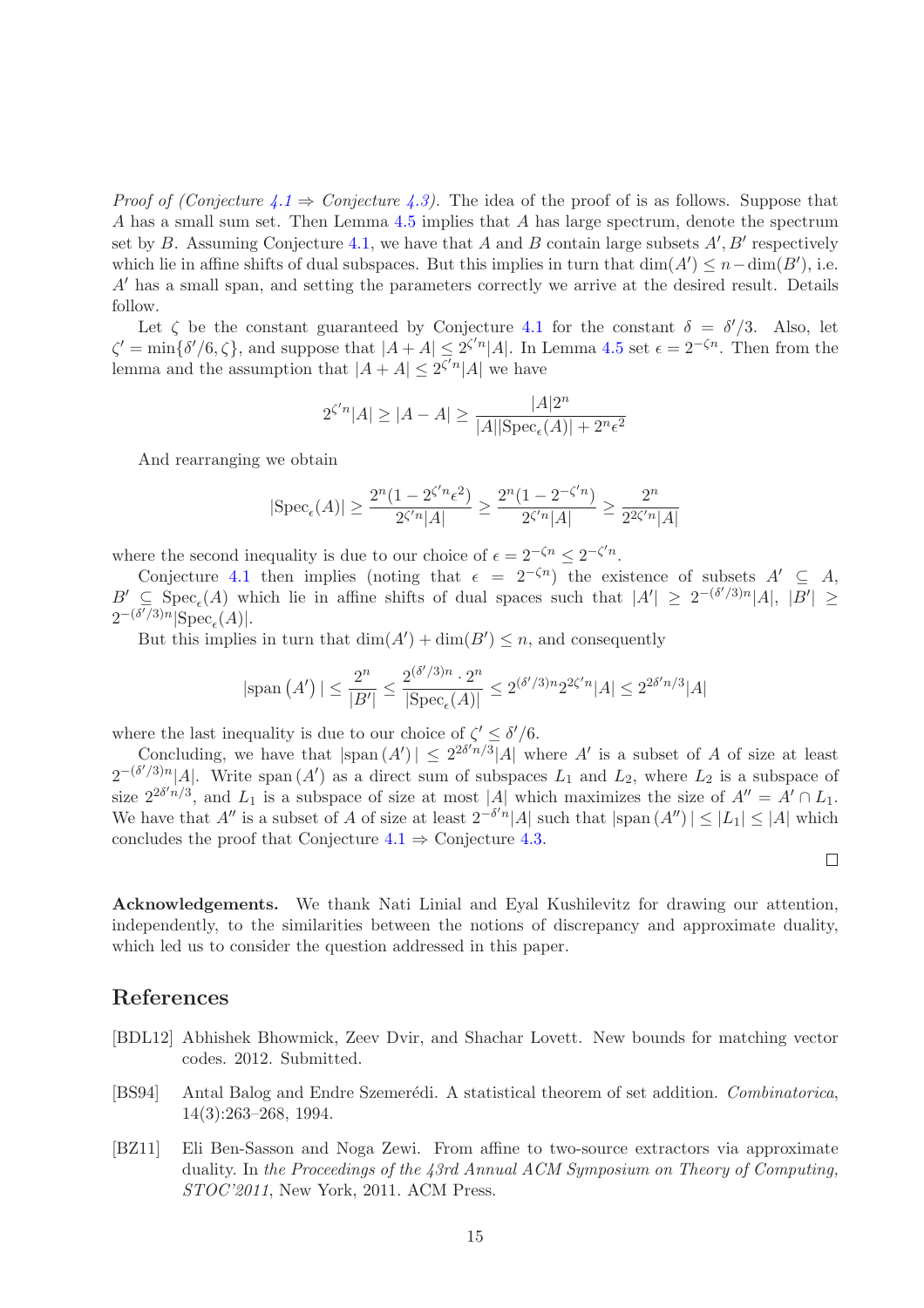*Proof of (Conjecture 4.1 ⇒ Conjecture 4.3).* The idea of the proof of is as follows. Suppose that $A$ has a small sum set. Then Lemma 4.5 implies that $A$ has large spectrum, denote the spectrum set by $B$. Assuming Conjecture 4.1, we have that $A$ and $B$ contain large subsets $A', B'$ respectively which lie in affine shifts of dual subspaces. But this implies in turn that $\dim(A') \leq n - \dim(B')$, i.e. $A'$ has a small span, and setting the parameters correctly we arrive at the desired result. Details follow.

Let $\zeta$ be the constant guaranteed by Conjecture 4.1 for the constant $\delta = \delta'/3$. Also, let $\zeta' = \min\{\delta'/6, \zeta\}$, and suppose that $|A + A| \leq 2^{\zeta' n}|A|$. In Lemma 4.5 set $\epsilon = 2^{-\zeta n}$. Then from the lemma and the assumption that $|A + A| \leq 2^{\zeta' n}|A|$ we have

$$2^{\zeta' n}|A| \geq |A - A| \geq \frac{|A| 2^n}{|A||\mathrm{Spec}_\epsilon(A)| + 2^n \epsilon^2}$$

And rearranging we obtain

$$|\mathrm{Spec}_\epsilon(A)| \geq \frac{2^n(1 - 2^{\zeta' n}\epsilon^2)}{2^{\zeta' n}|A|} \geq \frac{2^n(1 - 2^{-\zeta' n})}{2^{\zeta' n}|A|} \geq \frac{2^n}{2^{2\zeta' n}|A|}$$

where the second inequality is due to our choice of $\epsilon = 2^{-\zeta n} \leq 2^{-\zeta' n}$.

Conjecture 4.1 then implies (noting that $\epsilon = 2^{-\zeta n}$) the existence of subsets $A' \subseteq A$, $B' \subseteq \mathrm{Spec}_\epsilon(A)$ which lie in affine shifts of dual spaces such that $|A'| \geq 2^{-(\delta'/3)n}|A|$, $|B'| \geq 2^{-(\delta'/3)n}|\mathrm{Spec}_\epsilon(A)|$.

But this implies in turn that $\dim(A') + \dim(B') \leq n$, and consequently

$$|\mathrm{span}\,(A')| \leq \frac{2^n}{|B'|} \leq \frac{2^{(\delta'/3)n} \cdot 2^n}{|\mathrm{Spec}_\epsilon(A)|} \leq 2^{(\delta'/3)n} 2^{2\zeta' n}|A| \leq 2^{2\delta' n/3}|A|$$

where the last inequality is due to our choice of $\zeta' \leq \delta'/6$.

Concluding, we have that $|\mathrm{span}\,(A')| \leq 2^{2\delta' n/3}|A|$ where $A'$ is a subset of $A$ of size at least $2^{-(\delta'/3)n}|A|$. Write $\mathrm{span}\,(A')$ as a direct sum of subspaces $L_1$ and $L_2$, where $L_2$ is a subspace of size $2^{2\delta' n/3}$, and $L_1$ is a subspace of size at most $|A|$ which maximizes the size of $A'' = A' \cap L_1$. We have that $A''$ is a subset of $A$ of size at least $2^{-\delta' n}|A|$ such that $|\mathrm{span}\,(A'')| \leq |L_1| \leq |A|$ which concludes the proof that Conjecture 4.1 ⇒ Conjecture 4.3. □

**Acknowledgements.** We thank Nati Linial and Eyal Kushilevitz for drawing our attention, independently, to the similarities between the notions of discrepancy and approximate duality, which led us to consider the question addressed in this paper.

## References

[BDL12] Abhishek Bhowmick, Zeev Dvir, and Shachar Lovett. New bounds for matching vector codes. 2012. Submitted.

[BS94] Antal Balog and Endre Szemerédi. A statistical theorem of set addition. *Combinatorica*, 14(3):263–268, 1994.

[BZ11] Eli Ben-Sasson and Noga Zewi. From affine to two-source extractors via approximate duality. In *the Proceedings of the 43rd Annual ACM Symposium on Theory of Computing, STOC'2011*, New York, 2011. ACM Press.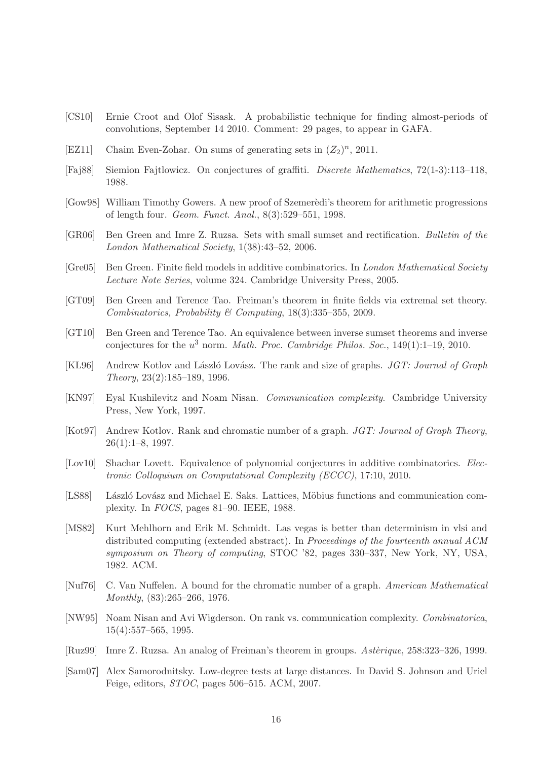[CS10] Ernie Croot and Olof Sisask. A probabilistic technique for finding almost-periods of convolutions, September 14 2010. Comment: 29 pages, to appear in GAFA.

[EZ11] Chaim Even-Zohar. On sums of generating sets in $(Z_2)^n$, 2011.

[Faj88] Siemion Fajtlowicz. On conjectures of graffiti. *Discrete Mathematics*, 72(1-3):113–118, 1988.

[Gow98] William Timothy Gowers. A new proof of Szemerèdi's theorem for arithmetic progressions of length four. *Geom. Funct. Anal.*, 8(3):529–551, 1998.

[GR06] Ben Green and Imre Z. Ruzsa. Sets with small sumset and rectification. *Bulletin of the London Mathematical Society*, 1(38):43–52, 2006.

[Gre05] Ben Green. Finite field models in additive combinatorics. In *London Mathematical Society Lecture Note Series*, volume 324. Cambridge University Press, 2005.

[GT09] Ben Green and Terence Tao. Freiman's theorem in finite fields via extremal set theory. *Combinatorics, Probability & Computing*, 18(3):335–355, 2009.

[GT10] Ben Green and Terence Tao. An equivalence between inverse sumset theorems and inverse conjectures for the $u^3$ norm. *Math. Proc. Cambridge Philos. Soc.*, 149(1):1–19, 2010.

[KL96] Andrew Kotlov and László Lovász. The rank and size of graphs. *JGT: Journal of Graph Theory*, 23(2):185–189, 1996.

[KN97] Eyal Kushilevitz and Noam Nisan. *Communication complexity*. Cambridge University Press, New York, 1997.

[Kot97] Andrew Kotlov. Rank and chromatic number of a graph. *JGT: Journal of Graph Theory*, 26(1):1–8, 1997.

[Lov10] Shachar Lovett. Equivalence of polynomial conjectures in additive combinatorics. *Electronic Colloquium on Computational Complexity (ECCC)*, 17:10, 2010.

[LS88] László Lovász and Michael E. Saks. Lattices, Möbius functions and communication complexity. In *FOCS*, pages 81–90. IEEE, 1988.

[MS82] Kurt Mehlhorn and Erik M. Schmidt. Las vegas is better than determinism in vlsi and distributed computing (extended abstract). In *Proceedings of the fourteenth annual ACM symposium on Theory of computing*, STOC '82, pages 330–337, New York, NY, USA, 1982. ACM.

[Nuf76] C. Van Nuffelen. A bound for the chromatic number of a graph. *American Mathematical Monthly*, (83):265–266, 1976.

[NW95] Noam Nisan and Avi Wigderson. On rank vs. communication complexity. *Combinatorica*, 15(4):557–565, 1995.

[Ruz99] Imre Z. Ruzsa. An analog of Freiman's theorem in groups. *Astèrique*, 258:323–326, 1999.

[Sam07] Alex Samorodnitsky. Low-degree tests at large distances. In David S. Johnson and Uriel Feige, editors, *STOC*, pages 506–515. ACM, 2007.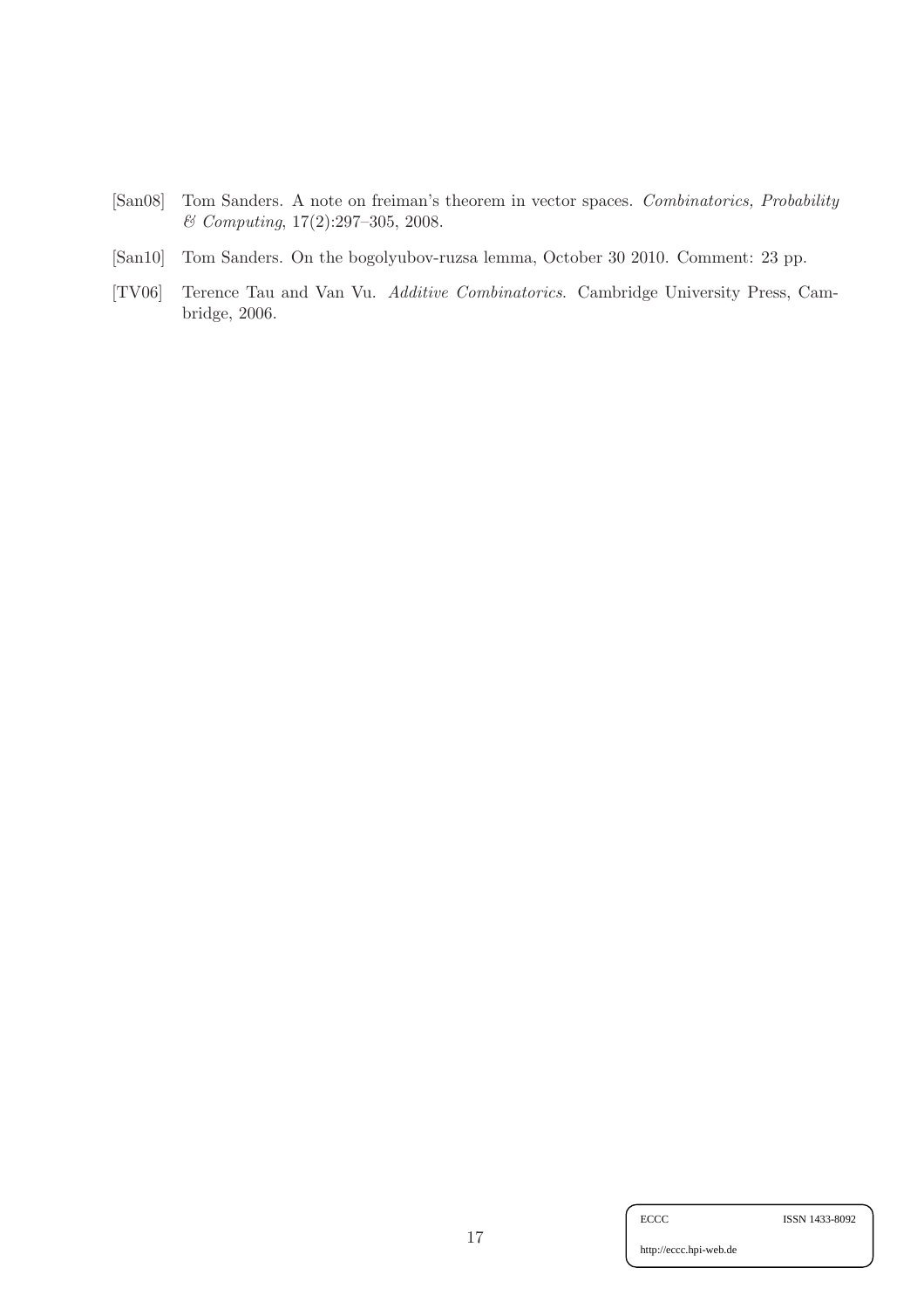- [San08] Tom Sanders. A note on freiman's theorem in vector spaces. *Combinatorics, Probability & Computing*, 17(2):297–305, 2008.
- [San10] Tom Sanders. On the bogolyubov-ruzsa lemma, October 30 2010. Comment: 23 pp.
- [TV06] Terence Tau and Van Vu. *Additive Combinatorics*. Cambridge University Press, Cambridge, 2006.

ECCC ISSN 1433-8092

http://eccc.hpi-web.de